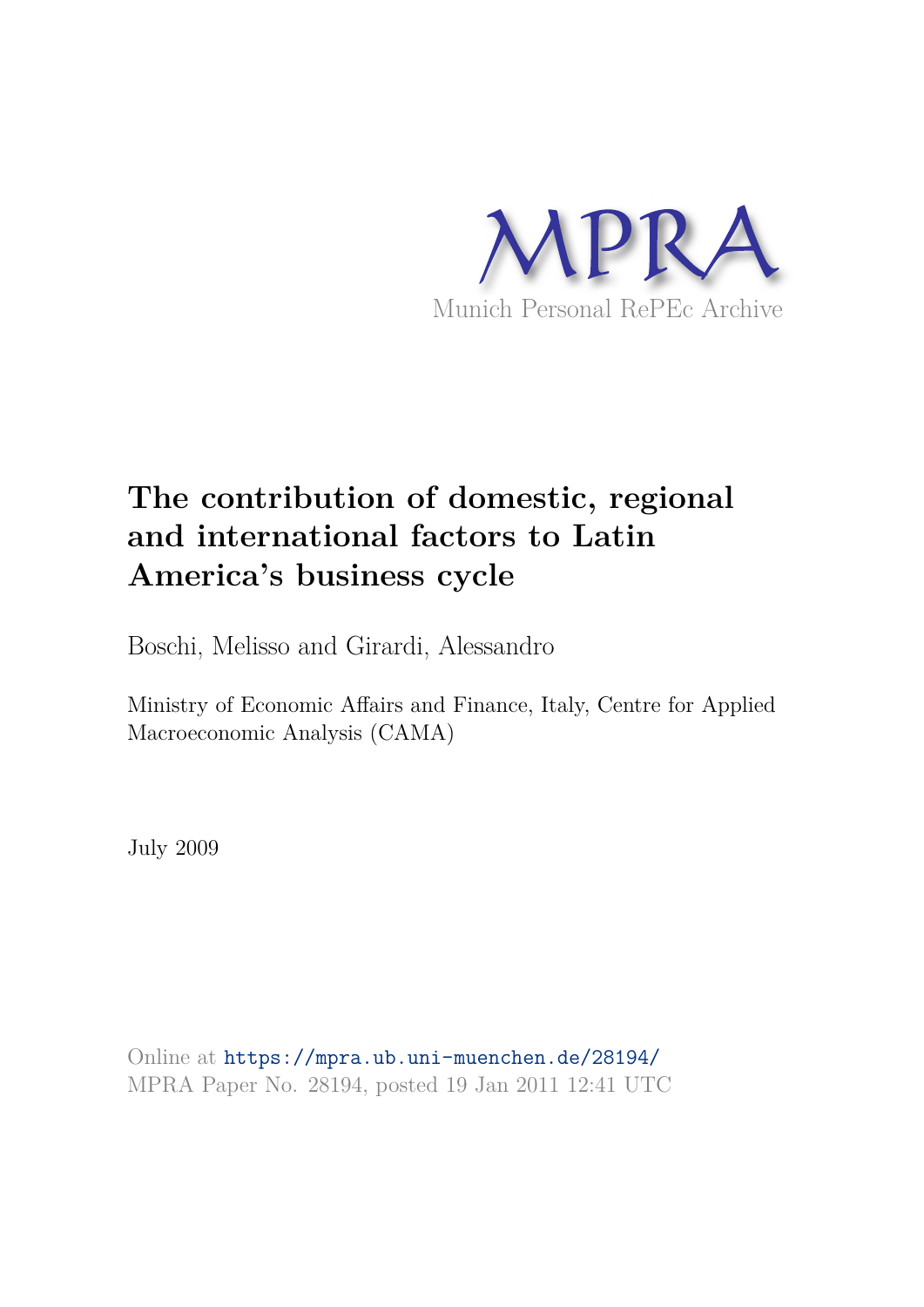MPRA

Munich Personal RePEc Archive

# The contribution of domestic, regional and international factors to Latin America's business cycle

Boschi, Melisso and Girardi, Alessandro

Ministry of Economic Affairs and Finance, Italy, Centre for Applied Macroeconomic Analysis (CAMA)

July 2009

Online at https://mpra.ub.uni-muenchen.de/28194/
MPRA Paper No. 28194, posted 19 Jan 2011 12:41 UTC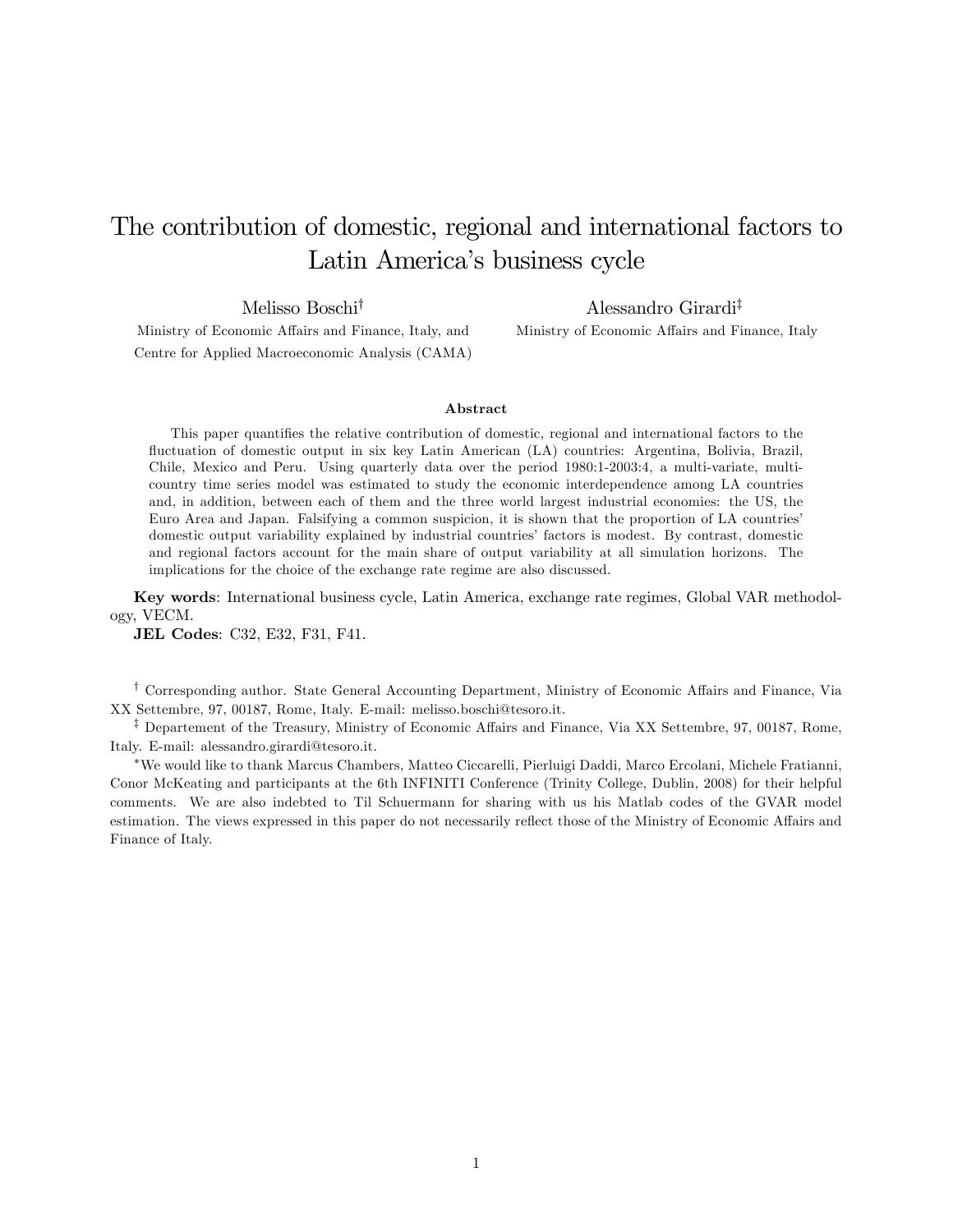# The contribution of domestic, regional and international factors to Latin America's business cycle

Melisso Boschi[†]
Ministry of Economic Affairs and Finance, Italy, and
Centre for Applied Macroeconomic Analysis (CAMA)

Alessandro Girardi[‡]
Ministry of Economic Affairs and Finance, Italy

### Abstract

This paper quantifies the relative contribution of domestic, regional and international factors to the fluctuation of domestic output in six key Latin American (LA) countries: Argentina, Bolivia, Brazil, Chile, Mexico and Peru. Using quarterly data over the period 1980:1-2003:4, a multi-variate, multi-country time series model was estimated to study the economic interdependence among LA countries and, in addition, between each of them and the three world largest industrial economies: the US, the Euro Area and Japan. Falsifying a common suspicion, it is shown that the proportion of LA countries' domestic output variability explained by industrial countries' factors is modest. By contrast, domestic and regional factors account for the main share of output variability at all simulation horizons. The implications for the choice of the exchange rate regime are also discussed.

**Key words**: International business cycle, Latin America, exchange rate regimes, Global VAR methodology, VECM.

**JEL Codes**: C32, E32, F31, F41.

[†] Corresponding author. State General Accounting Department, Ministry of Economic Affairs and Finance, Via XX Settembre, 97, 00187, Rome, Italy. E-mail: melisso.boschi@tesoro.it.

[‡] Departement of the Treasury, Ministry of Economic Affairs and Finance, Via XX Settembre, 97, 00187, Rome, Italy. E-mail: alessandro.girardi@tesoro.it.

[*]We would like to thank Marcus Chambers, Matteo Ciccarelli, Pierluigi Daddi, Marco Ercolani, Michele Fratianni, Conor McKeating and participants at the 6th INFINITI Conference (Trinity College, Dublin, 2008) for their helpful comments. We are also indebted to Til Schuermann for sharing with us his Matlab codes of the GVAR model estimation. The views expressed in this paper do not necessarily reflect those of the Ministry of Economic Affairs and Finance of Italy.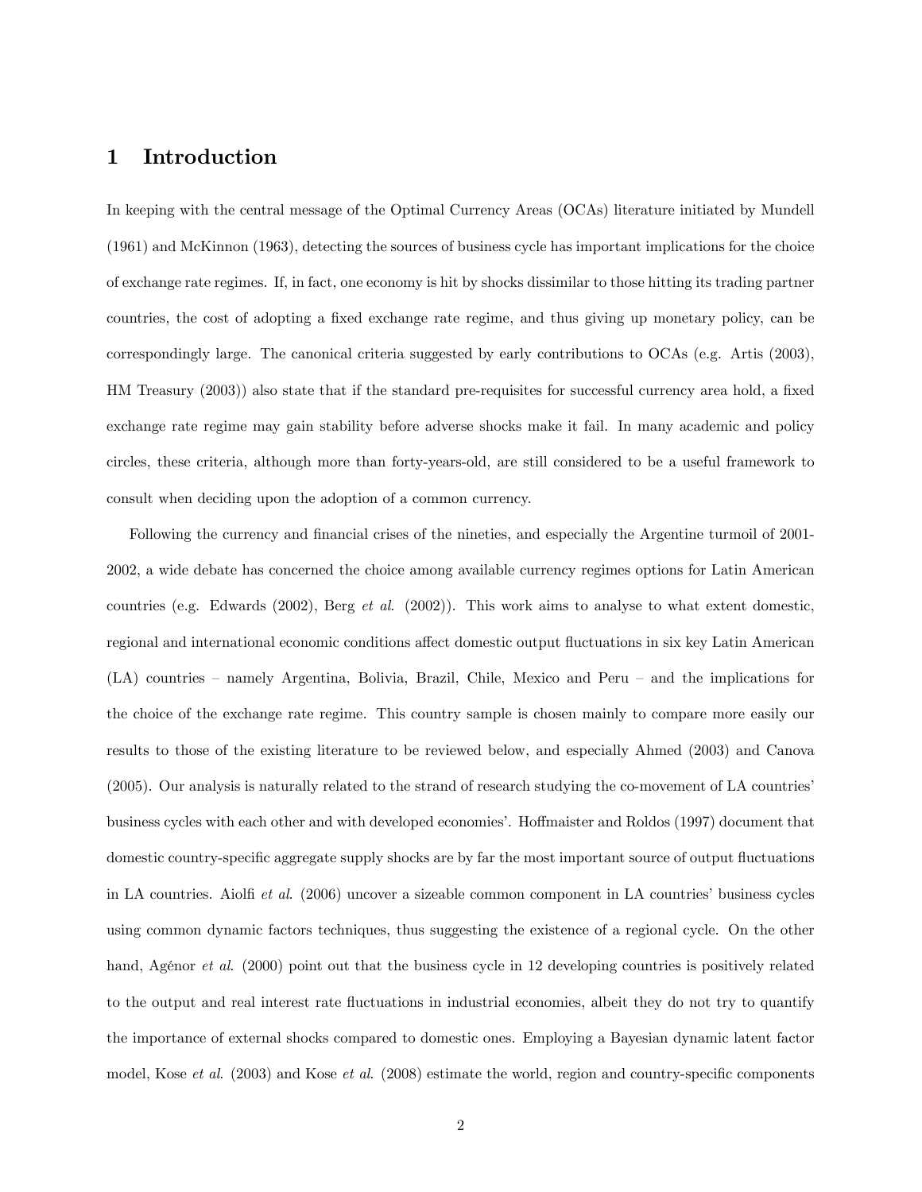# 1 Introduction

In keeping with the central message of the Optimal Currency Areas (OCAs) literature initiated by Mundell (1961) and McKinnon (1963), detecting the sources of business cycle has important implications for the choice of exchange rate regimes. If, in fact, one economy is hit by shocks dissimilar to those hitting its trading partner countries, the cost of adopting a fixed exchange rate regime, and thus giving up monetary policy, can be correspondingly large. The canonical criteria suggested by early contributions to OCAs (e.g. Artis (2003), HM Treasury (2003)) also state that if the standard pre-requisites for successful currency area hold, a fixed exchange rate regime may gain stability before adverse shocks make it fail. In many academic and policy circles, these criteria, although more than forty-years-old, are still considered to be a useful framework to consult when deciding upon the adoption of a common currency.

Following the currency and financial crises of the nineties, and especially the Argentine turmoil of 2001-2002, a wide debate has concerned the choice among available currency regimes options for Latin American countries (e.g. Edwards (2002), Berg *et al.* (2002)). This work aims to analyse to what extent domestic, regional and international economic conditions affect domestic output fluctuations in six key Latin American (LA) countries – namely Argentina, Bolivia, Brazil, Chile, Mexico and Peru – and the implications for the choice of the exchange rate regime. This country sample is chosen mainly to compare more easily our results to those of the existing literature to be reviewed below, and especially Ahmed (2003) and Canova (2005). Our analysis is naturally related to the strand of research studying the co-movement of LA countries' business cycles with each other and with developed economies'. Hoffmaister and Roldos (1997) document that domestic country-specific aggregate supply shocks are by far the most important source of output fluctuations in LA countries. Aiolfi *et al.* (2006) uncover a sizeable common component in LA countries' business cycles using common dynamic factors techniques, thus suggesting the existence of a regional cycle. On the other hand, Agénor *et al.* (2000) point out that the business cycle in 12 developing countries is positively related to the output and real interest rate fluctuations in industrial economies, albeit they do not try to quantify the importance of external shocks compared to domestic ones. Employing a Bayesian dynamic latent factor model, Kose *et al.* (2003) and Kose *et al.* (2008) estimate the world, region and country-specific components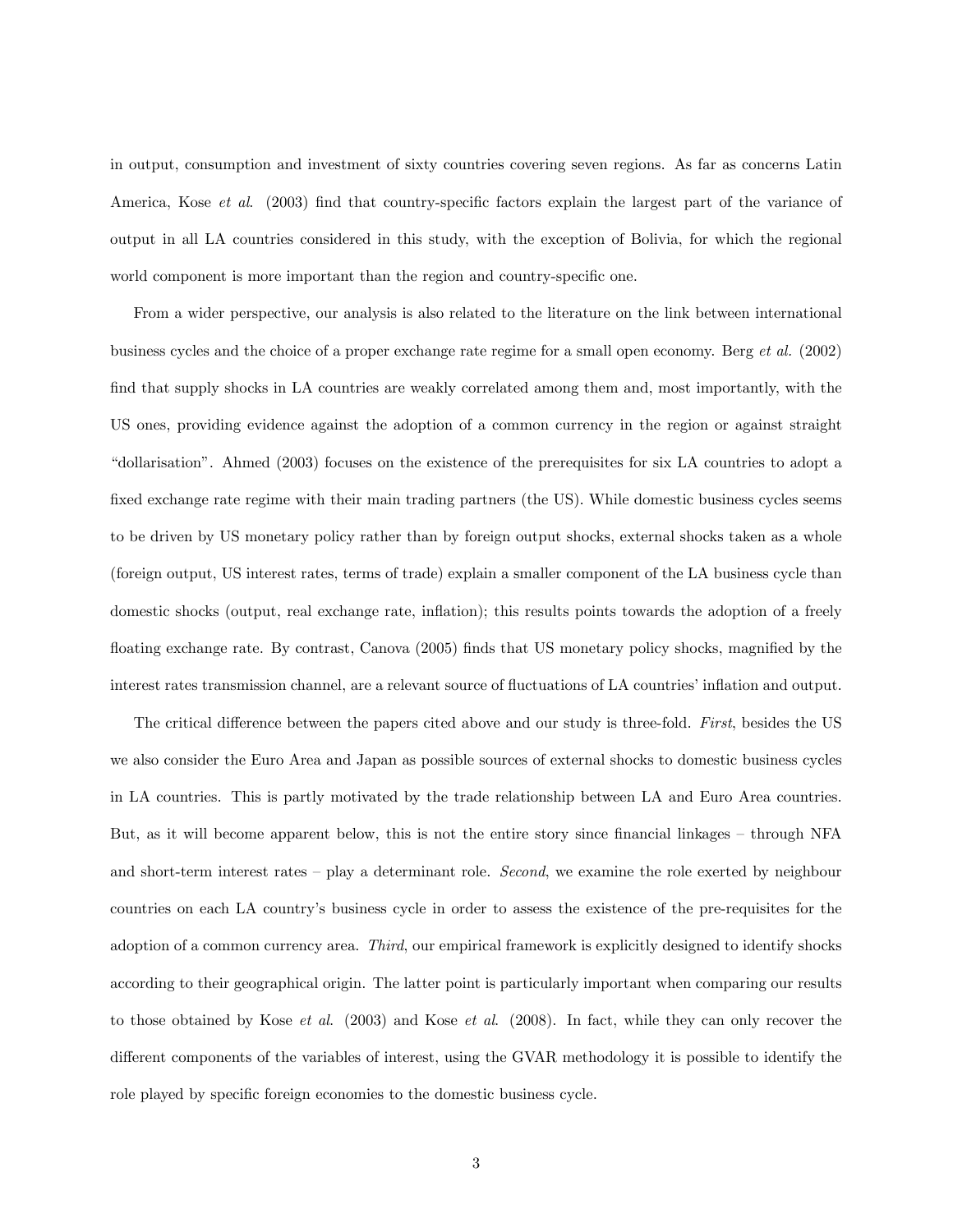in output, consumption and investment of sixty countries covering seven regions. As far as concerns Latin America, Kose *et al.* (2003) find that country-specific factors explain the largest part of the variance of output in all LA countries considered in this study, with the exception of Bolivia, for which the regional world component is more important than the region and country-specific one.

From a wider perspective, our analysis is also related to the literature on the link between international business cycles and the choice of a proper exchange rate regime for a small open economy. Berg *et al.* (2002) find that supply shocks in LA countries are weakly correlated among them and, most importantly, with the US ones, providing evidence against the adoption of a common currency in the region or against straight "dollarisation". Ahmed (2003) focuses on the existence of the prerequisites for six LA countries to adopt a fixed exchange rate regime with their main trading partners (the US). While domestic business cycles seems to be driven by US monetary policy rather than by foreign output shocks, external shocks taken as a whole (foreign output, US interest rates, terms of trade) explain a smaller component of the LA business cycle than domestic shocks (output, real exchange rate, inflation); this results points towards the adoption of a freely floating exchange rate. By contrast, Canova (2005) finds that US monetary policy shocks, magnified by the interest rates transmission channel, are a relevant source of fluctuations of LA countries' inflation and output.

The critical difference between the papers cited above and our study is three-fold. *First*, besides the US we also consider the Euro Area and Japan as possible sources of external shocks to domestic business cycles in LA countries. This is partly motivated by the trade relationship between LA and Euro Area countries. But, as it will become apparent below, this is not the entire story since financial linkages – through NFA and short-term interest rates – play a determinant role. *Second*, we examine the role exerted by neighbour countries on each LA country's business cycle in order to assess the existence of the pre-requisites for the adoption of a common currency area. *Third*, our empirical framework is explicitly designed to identify shocks according to their geographical origin. The latter point is particularly important when comparing our results to those obtained by Kose *et al.* (2003) and Kose *et al.* (2008). In fact, while they can only recover the different components of the variables of interest, using the GVAR methodology it is possible to identify the role played by specific foreign economies to the domestic business cycle.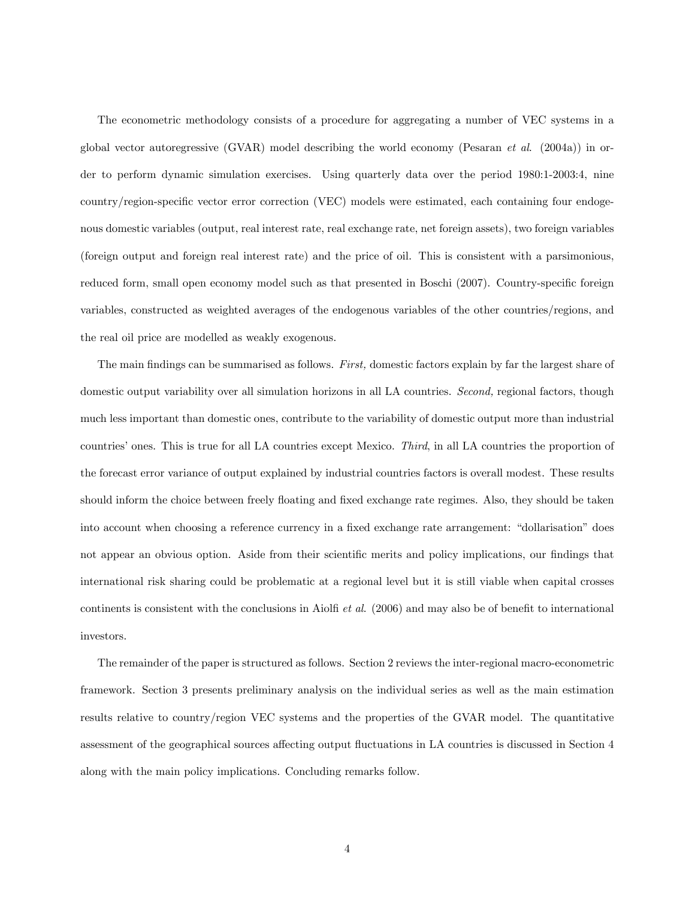The econometric methodology consists of a procedure for aggregating a number of VEC systems in a global vector autoregressive (GVAR) model describing the world economy (Pesaran *et al*. (2004a)) in order to perform dynamic simulation exercises. Using quarterly data over the period 1980:1-2003:4, nine country/region-specific vector error correction (VEC) models were estimated, each containing four endogenous domestic variables (output, real interest rate, real exchange rate, net foreign assets), two foreign variables (foreign output and foreign real interest rate) and the price of oil. This is consistent with a parsimonious, reduced form, small open economy model such as that presented in Boschi (2007). Country-specific foreign variables, constructed as weighted averages of the endogenous variables of the other countries/regions, and the real oil price are modelled as weakly exogenous.

The main findings can be summarised as follows. *First,* domestic factors explain by far the largest share of domestic output variability over all simulation horizons in all LA countries. *Second,* regional factors, though much less important than domestic ones, contribute to the variability of domestic output more than industrial countries' ones. This is true for all LA countries except Mexico. *Third*, in all LA countries the proportion of the forecast error variance of output explained by industrial countries factors is overall modest. These results should inform the choice between freely floating and fixed exchange rate regimes. Also, they should be taken into account when choosing a reference currency in a fixed exchange rate arrangement: "dollarisation" does not appear an obvious option. Aside from their scientific merits and policy implications, our findings that international risk sharing could be problematic at a regional level but it is still viable when capital crosses continents is consistent with the conclusions in Aiolfi *et al*. (2006) and may also be of benefit to international investors.

The remainder of the paper is structured as follows. Section 2 reviews the inter-regional macro-econometric framework. Section 3 presents preliminary analysis on the individual series as well as the main estimation results relative to country/region VEC systems and the properties of the GVAR model. The quantitative assessment of the geographical sources affecting output fluctuations in LA countries is discussed in Section 4 along with the main policy implications. Concluding remarks follow.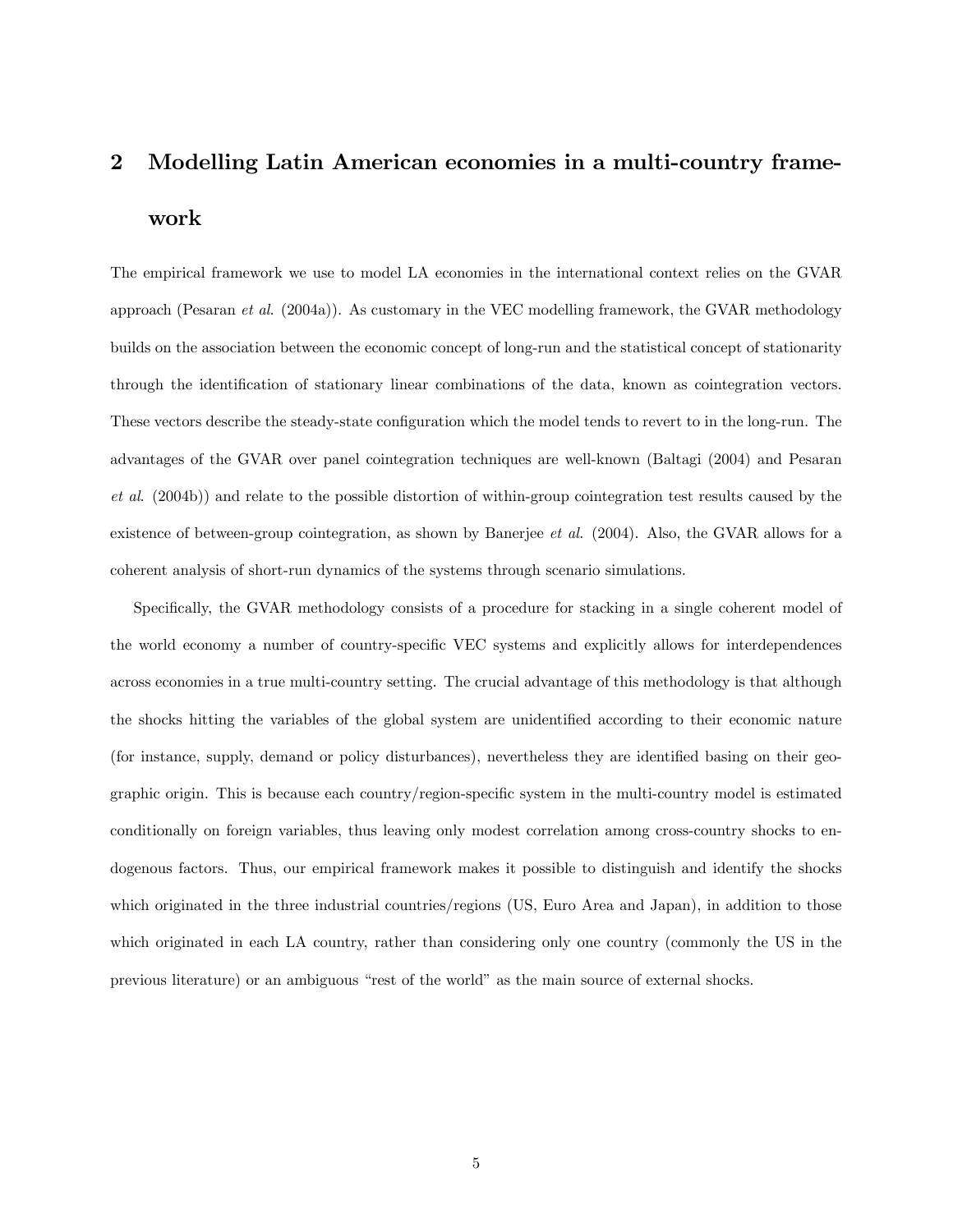## 2 Modelling Latin American economies in a multi-country framework

The empirical framework we use to model LA economies in the international context relies on the GVAR approach (Pesaran *et al*. (2004a)). As customary in the VEC modelling framework, the GVAR methodology builds on the association between the economic concept of long-run and the statistical concept of stationarity through the identification of stationary linear combinations of the data, known as cointegration vectors. These vectors describe the steady-state configuration which the model tends to revert to in the long-run. The advantages of the GVAR over panel cointegration techniques are well-known (Baltagi (2004) and Pesaran *et al*. (2004b)) and relate to the possible distortion of within-group cointegration test results caused by the existence of between-group cointegration, as shown by Banerjee *et al*. (2004). Also, the GVAR allows for a coherent analysis of short-run dynamics of the systems through scenario simulations.

Specifically, the GVAR methodology consists of a procedure for stacking in a single coherent model of the world economy a number of country-specific VEC systems and explicitly allows for interdependences across economies in a true multi-country setting. The crucial advantage of this methodology is that although the shocks hitting the variables of the global system are unidentified according to their economic nature (for instance, supply, demand or policy disturbances), nevertheless they are identified basing on their geographic origin. This is because each country/region-specific system in the multi-country model is estimated conditionally on foreign variables, thus leaving only modest correlation among cross-country shocks to endogenous factors. Thus, our empirical framework makes it possible to distinguish and identify the shocks which originated in the three industrial countries/regions (US, Euro Area and Japan), in addition to those which originated in each LA country, rather than considering only one country (commonly the US in the previous literature) or an ambiguous "rest of the world" as the main source of external shocks.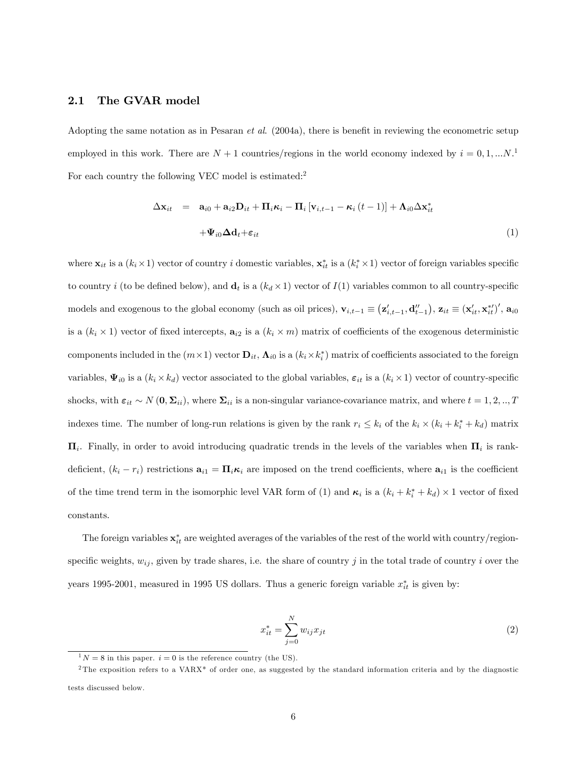## 2.1 The GVAR model

Adopting the same notation as in Pesaran *et al*. (2004a), there is benefit in reviewing the econometric setup employed in this work. There are $N+1$ countries/regions in the world economy indexed by $i = 0, 1, ...N$.[1] For each country the following VEC model is estimated:[2]

$$\begin{aligned}\Delta \mathbf{x}_{it} &= \mathbf{a}_{i0} + \mathbf{a}_{i2}\mathbf{D}_{it} + \mathbf{\Pi}_i \boldsymbol{\kappa}_i - \mathbf{\Pi}_i \left[\mathbf{v}_{i,t-1} - \boldsymbol{\kappa}_i (t-1)\right] + \mathbf{\Lambda}_{i0}\Delta \mathbf{x}^*_{it} \\ &\quad + \mathbf{\Psi}_{i0}\mathbf{\Delta d}_t + \boldsymbol{\varepsilon}_{it} \end{aligned} \tag{1}$$

where $\mathbf{x}_{it}$ is a $(k_i \times 1)$ vector of country $i$ domestic variables, $\mathbf{x}^*_{it}$ is a $(k^*_i \times 1)$ vector of foreign variables specific to country $i$ (to be defined below), and $\mathbf{d}_t$ is a $(k_d \times 1)$ vector of $I(1)$ variables common to all country-specific models and exogenous to the global economy (such as oil prices), $\mathbf{v}_{i,t-1} \equiv \left(\mathbf{z}'_{i,t-1}, \mathbf{d}''_{t-1}\right)$, $\mathbf{z}_{it} \equiv (\mathbf{x}'_{it}, \mathbf{x}^{*\prime}_{it})'$, $\mathbf{a}_{i0}$ is a $(k_i \times 1)$ vector of fixed intercepts, $\mathbf{a}_{i2}$ is a $(k_i \times m)$ matrix of coefficients of the exogenous deterministic components included in the $(m \times 1)$ vector $\mathbf{D}_{it}$, $\mathbf{\Lambda}_{i0}$ is a $(k_i \times k^*_i)$ matrix of coefficients associated to the foreign variables, $\mathbf{\Psi}_{i0}$ is a $(k_i \times k_d)$ vector associated to the global variables, $\boldsymbol{\varepsilon}_{it}$ is a $(k_i \times 1)$ vector of country-specific shocks, with $\boldsymbol{\varepsilon}_{it} \sim N(\mathbf{0}, \mathbf{\Sigma}_{ii})$, where $\mathbf{\Sigma}_{ii}$ is a non-singular variance-covariance matrix, and where $t = 1, 2, .., T$ indexes time. The number of long-run relations is given by the rank $r_i \leq k_i$ of the $k_i \times (k_i + k^*_i + k_d)$ matrix $\mathbf{\Pi}_i$. Finally, in order to avoid introducing quadratic trends in the levels of the variables when $\mathbf{\Pi}_i$ is rank-deficient, $(k_i - r_i)$ restrictions $\mathbf{a}_{i1} = \mathbf{\Pi}_i \boldsymbol{\kappa}_i$ are imposed on the trend coefficients, where $\mathbf{a}_{i1}$ is the coefficient of the time trend term in the isomorphic level VAR form of (1) and $\boldsymbol{\kappa}_i$ is a $(k_i + k^*_i + k_d) \times 1$ vector of fixed constants.

The foreign variables $\mathbf{x}^*_{it}$ are weighted averages of the variables of the rest of the world with country/region-specific weights, $w_{ij}$, given by trade shares, i.e. the share of country $j$ in the total trade of country $i$ over the years 1995-2001, measured in 1995 US dollars. Thus a generic foreign variable $x^*_{it}$ is given by:

$$x^*_{it} = \sum_{j=0}^{N} w_{ij} x_{jt} \tag{2}$$

[1] $N = 8$ in this paper. $i = 0$ is the reference country (the US).

[2] The exposition refers to a VARX* of order one, as suggested by the standard information criteria and by the diagnostic tests discussed below.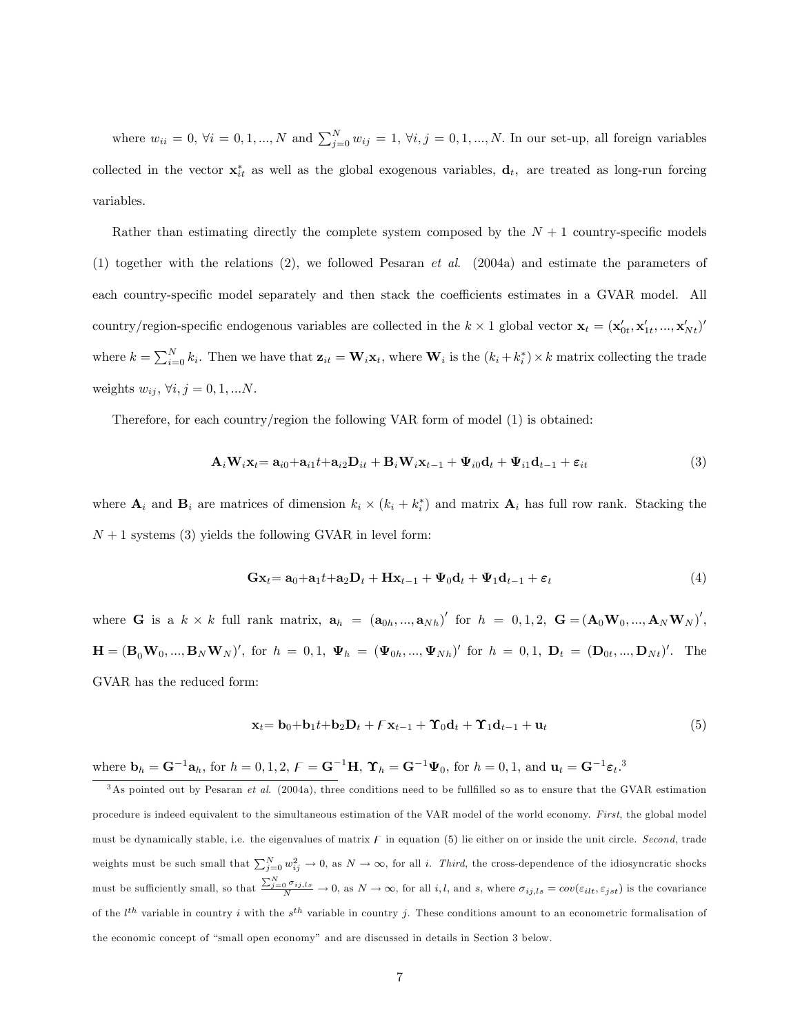where $w_{ii} = 0$, $\forall i = 0, 1, ..., N$ and $\sum_{j=0}^{N} w_{ij} = 1$, $\forall i, j = 0, 1, ..., N$. In our set-up, all foreign variables collected in the vector $\mathbf{x}_{it}^{*}$ as well as the global exogenous variables, $\mathbf{d}_t$, are treated as long-run forcing variables.

Rather than estimating directly the complete system composed by the $N + 1$ country-specific models (1) together with the relations (2), we followed Pesaran *et al.* (2004a) and estimate the parameters of each country-specific model separately and then stack the coefficients estimates in a GVAR model. All country/region-specific endogenous variables are collected in the $k \times 1$ global vector $\mathbf{x}_t = (\mathbf{x}_{0t}', \mathbf{x}_{1t}', ..., \mathbf{x}_{Nt}')'$ where $k = \sum_{i=0}^{N} k_i$. Then we have that $\mathbf{z}_{it} = \mathbf{W}_i \mathbf{x}_t$, where $\mathbf{W}_i$ is the $(k_i + k_i^*) \times k$ matrix collecting the trade weights $w_{ij}$, $\forall i, j = 0, 1, ...N$.

Therefore, for each country/region the following VAR form of model (1) is obtained:

$$\mathbf{A}_i \mathbf{W}_i \mathbf{x}_t = \mathbf{a}_{i0} + \mathbf{a}_{i1} t + \mathbf{a}_{i2} \mathbf{D}_{it} + \mathbf{B}_i \mathbf{W}_i \mathbf{x}_{t-1} + \mathbf{\Psi}_{i0} \mathbf{d}_t + \mathbf{\Psi}_{i1} \mathbf{d}_{t-1} + \boldsymbol{\varepsilon}_{it} \tag{3}$$

where $\mathbf{A}_i$ and $\mathbf{B}_i$ are matrices of dimension $k_i \times (k_i + k_i^*)$ and matrix $\mathbf{A}_i$ has full row rank. Stacking the $N + 1$ systems (3) yields the following GVAR in level form:

$$\mathbf{G} \mathbf{x}_t = \mathbf{a}_0 + \mathbf{a}_1 t + \mathbf{a}_2 \mathbf{D}_t + \mathbf{H} \mathbf{x}_{t-1} + \mathbf{\Psi}_0 \mathbf{d}_t + \mathbf{\Psi}_1 \mathbf{d}_{t-1} + \boldsymbol{\varepsilon}_t \tag{4}$$

where $\mathbf{G}$ is a $k \times k$ full rank matrix, $\mathbf{a}_h = (\mathbf{a}_{0h}, ..., \mathbf{a}_{Nh})'$ for $h = 0, 1, 2$, $\mathbf{G} = (\mathbf{A}_0 \mathbf{W}_0, ..., \mathbf{A}_N \mathbf{W}_N)'$, $\mathbf{H} = (\mathbf{B}_0 \mathbf{W}_0, ..., \mathbf{B}_N \mathbf{W}_N)'$, for $h = 0, 1$, $\mathbf{\Psi}_h = (\mathbf{\Psi}_{0h}, ..., \mathbf{\Psi}_{Nh})'$ for $h = 0, 1$, $\mathbf{D}_t = (\mathbf{D}_{0t}, ..., \mathbf{D}_{Nt})'$. The GVAR has the reduced form:

$$\mathbf{x}_t = \mathbf{b}_0 + \mathbf{b}_1 t + \mathbf{b}_2 \mathbf{D}_t + F \mathbf{x}_{t-1} + \mathbf{\Upsilon}_0 \mathbf{d}_t + \mathbf{\Upsilon}_1 \mathbf{d}_{t-1} + \mathbf{u}_t \tag{5}$$

where $\mathbf{b}_h = \mathbf{G}^{-1} \mathbf{a}_h$, for $h = 0, 1, 2$, $F = \mathbf{G}^{-1} \mathbf{H}$, $\mathbf{\Upsilon}_h = \mathbf{G}^{-1} \mathbf{\Psi}_0$, for $h = 0, 1$, and $\mathbf{u}_t = \mathbf{G}^{-1} \boldsymbol{\varepsilon}_t$.[3]

[3] As pointed out by Pesaran *et al.* (2004a), three conditions need to be fullfilled so as to ensure that the GVAR estimation procedure is indeed equivalent to the simultaneous estimation of the VAR model of the world economy. *First*, the global model must be dynamically stable, i.e. the eigenvalues of matrix $F$ in equation (5) lie either on or inside the unit circle. *Second*, trade weights must be such small that $\sum_{j=0}^{N} w_{ij}^2 \to 0$, as $N \to \infty$, for all $i$. *Third*, the cross-dependence of the idiosyncratic shocks must be sufficiently small, so that $\frac{\sum_{j=0}^{N} \sigma_{ij,ls}}{N} \to 0$, as $N \to \infty$, for all $i, l$, and $s$, where $\sigma_{ij,ls} = cov(\varepsilon_{ilt}, \varepsilon_{jst})$ is the covariance of the $l^{th}$ variable in country $i$ with the $s^{th}$ variable in country $j$. These conditions amount to an econometric formalisation of the economic concept of "small open economy" and are discussed in details in Section 3 below.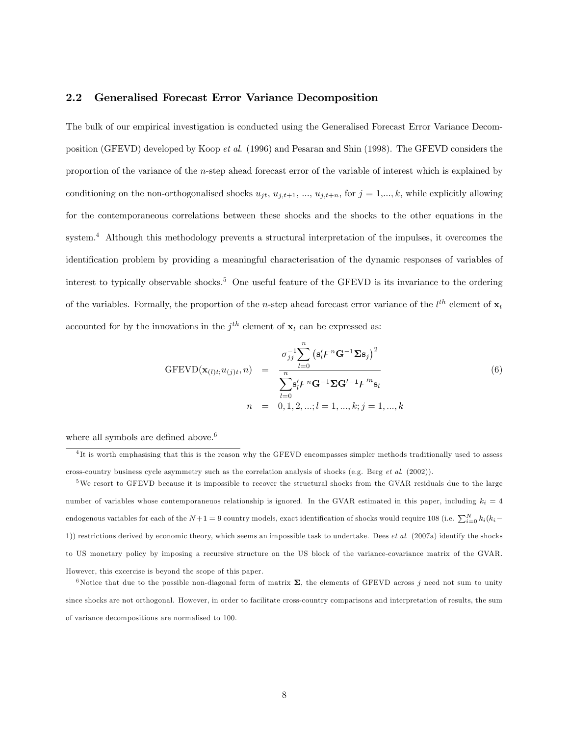## 2.2 Generalised Forecast Error Variance Decomposition

The bulk of our empirical investigation is conducted using the Generalised Forecast Error Variance Decomposition (GFEVD) developed by Koop *et al*. (1996) and Pesaran and Shin (1998). The GFEVD considers the proportion of the variance of the $n$-step ahead forecast error of the variable of interest which is explained by conditioning on the non-orthogonalised shocks $u_{jt}$, $u_{j,t+1}$, ..., $u_{j,t+n}$, for $j = 1,..., k$, while explicitly allowing for the contemporaneous correlations between these shocks and the shocks to the other equations in the system.[4] Although this methodology prevents a structural interpretation of the impulses, it overcomes the identification problem by providing a meaningful characterisation of the dynamic responses of variables of interest to typically observable shocks.[5] One useful feature of the GFEVD is its invariance to the ordering of the variables. Formally, the proportion of the $n$-step ahead forecast error variance of the $l^{th}$ element of $\mathbf{x}_t$ accounted for by the innovations in the $j^{th}$ element of $\mathbf{x}_t$ can be expressed as:

$$
\begin{aligned}
\text{GFEVD}(\mathbf{x}_{(l)t}; u_{(j)t}, n) &= \frac{\sigma_{jj}^{-1} \sum_{l=0}^{n} \left( \mathbf{s}_l' F^n \mathbf{G}^{-1} \boldsymbol{\Sigma} \mathbf{s}_j \right)^2}{\sum_{l=0}^{n} \mathbf{s}_l' F^n \mathbf{G}^{-1} \boldsymbol{\Sigma} \mathbf{G}'^{-1} F'^n \mathbf{s}_l} \\
n &= 0, 1, 2, ...; l = 1, ..., k; j = 1, ..., k
\end{aligned}
\tag{6}
$$

where all symbols are defined above.[6]

---

[4] It is worth emphasising that this is the reason why the GFEVD encompasses simpler methods traditionally used to assess cross-country business cycle asymmetry such as the correlation analysis of shocks (e.g. Berg *et al*. (2002)).

[5] We resort to GFEVD because it is impossible to recover the structural shocks from the GVAR residuals due to the large number of variables whose contemporaneuos relationship is ignored. In the GVAR estimated in this paper, including $k_i = 4$ endogenous variables for each of the $N+1 = 9$ country models, exact identification of shocks would require 108 (i.e. $\sum_{i=0}^{N} k_i(k_i - 1)$) restrictions derived by economic theory, which seems an impossible task to undertake. Dees *et al*. (2007a) identify the shocks to US monetary policy by imposing a recursive structure on the US block of the variance-covariance matrix of the GVAR. However, this excercise is beyond the scope of this paper.

[6] Notice that due to the possible non-diagonal form of matrix $\boldsymbol{\Sigma}$, the elements of GFEVD across $j$ need not sum to unity since shocks are not orthogonal. However, in order to facilitate cross-country comparisons and interpretation of results, the sum of variance decompositions are normalised to 100.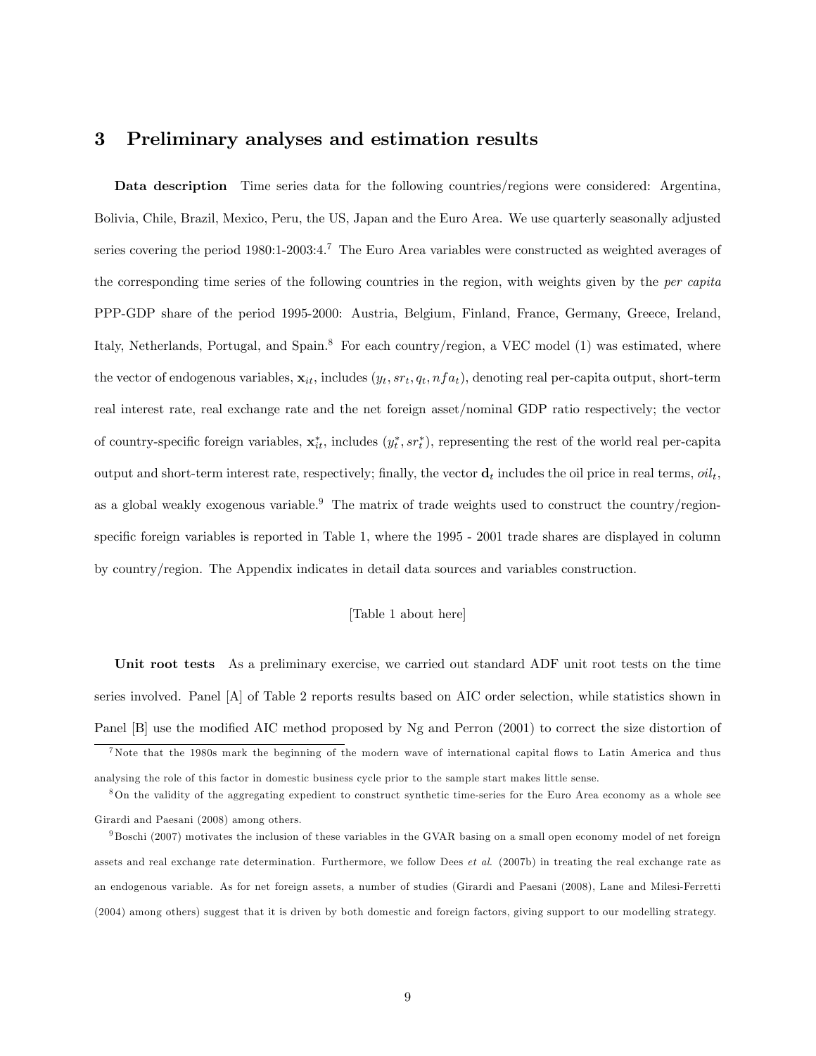# 3 Preliminary analyses and estimation results

**Data description** Time series data for the following countries/regions were considered: Argentina, Bolivia, Chile, Brazil, Mexico, Peru, the US, Japan and the Euro Area. We use quarterly seasonally adjusted series covering the period 1980:1-2003:4.[7] The Euro Area variables were constructed as weighted averages of the corresponding time series of the following countries in the region, with weights given by the *per capita* PPP-GDP share of the period 1995-2000: Austria, Belgium, Finland, France, Germany, Greece, Ireland, Italy, Netherlands, Portugal, and Spain.[8] For each country/region, a VEC model (1) was estimated, where the vector of endogenous variables, $\mathbf{x}_{it}$, includes $(y_t, sr_t, q_t, nfa_t)$, denoting real per-capita output, short-term real interest rate, real exchange rate and the net foreign asset/nominal GDP ratio respectively; the vector of country-specific foreign variables, $\mathbf{x}^*_{it}$, includes $(y^*_t, sr^*_t)$, representing the rest of the world real per-capita output and short-term interest rate, respectively; finally, the vector $\mathbf{d}_t$ includes the oil price in real terms, $oil_t$, as a global weakly exogenous variable.[9] The matrix of trade weights used to construct the country/region-specific foreign variables is reported in Table 1, where the 1995 - 2001 trade shares are displayed in column by country/region. The Appendix indicates in detail data sources and variables construction.

[Table 1 about here]

**Unit root tests** As a preliminary exercise, we carried out standard ADF unit root tests on the time series involved. Panel [A] of Table 2 reports results based on AIC order selection, while statistics shown in Panel [B] use the modified AIC method proposed by Ng and Perron (2001) to correct the size distortion of

[7] Note that the 1980s mark the beginning of the modern wave of international capital flows to Latin America and thus analysing the role of this factor in domestic business cycle prior to the sample start makes little sense.

[8] On the validity of the aggregating expedient to construct synthetic time-series for the Euro Area economy as a whole see Girardi and Paesani (2008) among others.

[9] Boschi (2007) motivates the inclusion of these variables in the GVAR basing on a small open economy model of net foreign assets and real exchange rate determination. Furthermore, we follow Dees *et al.* (2007b) in treating the real exchange rate as an endogenous variable. As for net foreign assets, a number of studies (Girardi and Paesani (2008), Lane and Milesi-Ferretti (2004) among others) suggest that it is driven by both domestic and foreign factors, giving support to our modelling strategy.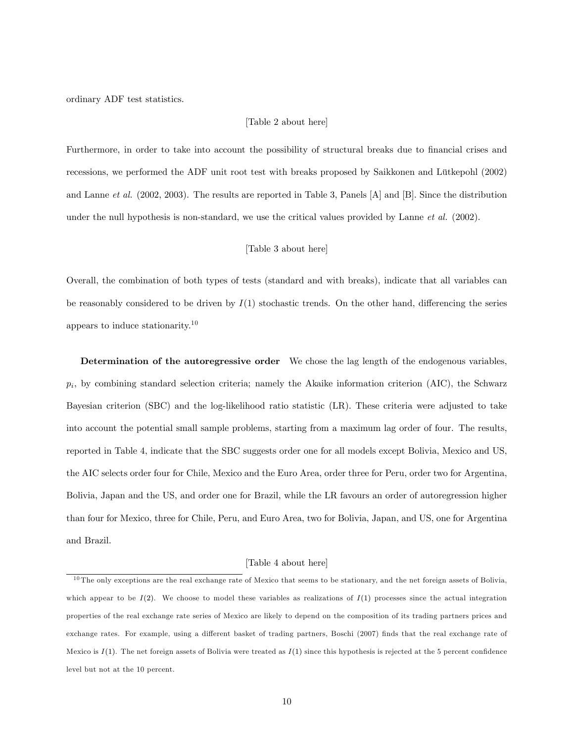ordinary ADF test statistics.

[Table 2 about here]

Furthermore, in order to take into account the possibility of structural breaks due to financial crises and recessions, we performed the ADF unit root test with breaks proposed by Saikkonen and Lütkepohl (2002) and Lanne *et al.* (2002, 2003). The results are reported in Table 3, Panels [A] and [B]. Since the distribution under the null hypothesis is non-standard, we use the critical values provided by Lanne *et al.* (2002).

[Table 3 about here]

Overall, the combination of both types of tests (standard and with breaks), indicate that all variables can be reasonably considered to be driven by $I(1)$ stochastic trends. On the other hand, differencing the series appears to induce stationarity.[10]

**Determination of the autoregressive order** We chose the lag length of the endogenous variables, $p_i$, by combining standard selection criteria; namely the Akaike information criterion (AIC), the Schwarz Bayesian criterion (SBC) and the log-likelihood ratio statistic (LR). These criteria were adjusted to take into account the potential small sample problems, starting from a maximum lag order of four. The results, reported in Table 4, indicate that the SBC suggests order one for all models except Bolivia, Mexico and US, the AIC selects order four for Chile, Mexico and the Euro Area, order three for Peru, order two for Argentina, Bolivia, Japan and the US, and order one for Brazil, while the LR favours an order of autoregression higher than four for Mexico, three for Chile, Peru, and Euro Area, two for Bolivia, Japan, and US, one for Argentina and Brazil.

[Table 4 about here]

[10] The only exceptions are the real exchange rate of Mexico that seems to be stationary, and the net foreign assets of Bolivia, which appear to be $I(2)$. We choose to model these variables as realizations of $I(1)$ processes since the actual integration properties of the real exchange rate series of Mexico are likely to depend on the composition of its trading partners prices and exchange rates. For example, using a different basket of trading partners, Boschi (2007) finds that the real exchange rate of Mexico is $I(1)$. The net foreign assets of Bolivia were treated as $I(1)$ since this hypothesis is rejected at the 5 percent confidence level but not at the 10 percent.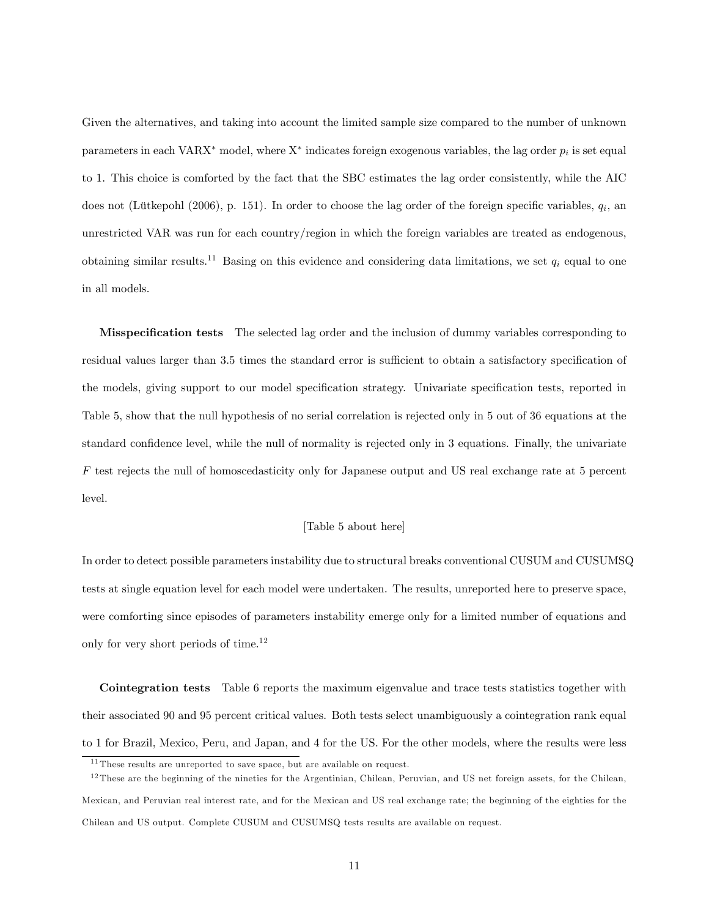Given the alternatives, and taking into account the limited sample size compared to the number of unknown parameters in each VARX$^*$ model, where X$^*$ indicates foreign exogenous variables, the lag order $p_i$ is set equal to 1. This choice is comforted by the fact that the SBC estimates the lag order consistently, while the AIC does not (Lütkepohl (2006), p. 151). In order to choose the lag order of the foreign specific variables, $q_i$, an unrestricted VAR was run for each country/region in which the foreign variables are treated as endogenous, obtaining similar results.[11] Basing on this evidence and considering data limitations, we set $q_i$ equal to one in all models.

**Misspecification tests** The selected lag order and the inclusion of dummy variables corresponding to residual values larger than 3.5 times the standard error is sufficient to obtain a satisfactory specification of the models, giving support to our model specification strategy. Univariate specification tests, reported in Table 5, show that the null hypothesis of no serial correlation is rejected only in 5 out of 36 equations at the standard confidence level, while the null of normality is rejected only in 3 equations. Finally, the univariate $F$ test rejects the null of homoscedasticity only for Japanese output and US real exchange rate at 5 percent level.

[Table 5 about here]

In order to detect possible parameters instability due to structural breaks conventional CUSUM and CUSUMSQ tests at single equation level for each model were undertaken. The results, unreported here to preserve space, were comforting since episodes of parameters instability emerge only for a limited number of equations and only for very short periods of time.[12]

**Cointegration tests** Table 6 reports the maximum eigenvalue and trace tests statistics together with their associated 90 and 95 percent critical values. Both tests select unambiguously a cointegration rank equal to 1 for Brazil, Mexico, Peru, and Japan, and 4 for the US. For the other models, where the results were less

[11] These results are unreported to save space, but are available on request.

[12] These are the beginning of the nineties for the Argentinian, Chilean, Peruvian, and US net foreign assets, for the Chilean, Mexican, and Peruvian real interest rate, and for the Mexican and US real exchange rate; the beginning of the eighties for the Chilean and US output. Complete CUSUM and CUSUMSQ tests results are available on request.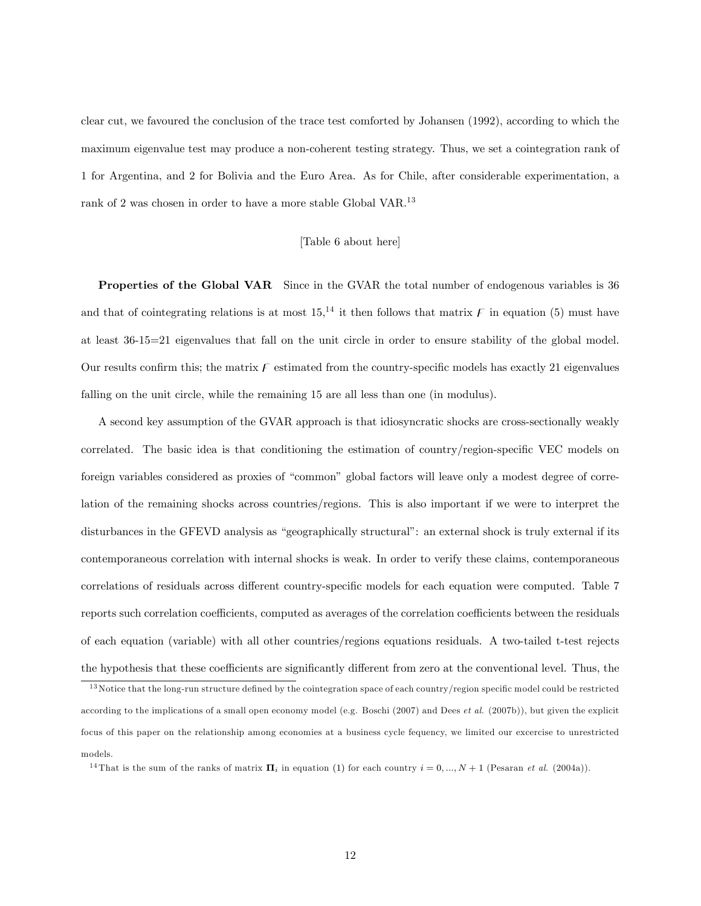clear cut, we favoured the conclusion of the trace test comforted by Johansen (1992), according to which the maximum eigenvalue test may produce a non-coherent testing strategy. Thus, we set a cointegration rank of 1 for Argentina, and 2 for Bolivia and the Euro Area. As for Chile, after considerable experimentation, a rank of 2 was chosen in order to have a more stable Global VAR.[13]

[Table 6 about here]

**Properties of the Global VAR** Since in the GVAR the total number of endogenous variables is 36 and that of cointegrating relations is at most 15,[14] it then follows that matrix $F$ in equation (5) must have at least 36-15=21 eigenvalues that fall on the unit circle in order to ensure stability of the global model. Our results confirm this; the matrix $F$ estimated from the country-specific models has exactly 21 eigenvalues falling on the unit circle, while the remaining 15 are all less than one (in modulus).

A second key assumption of the GVAR approach is that idiosyncratic shocks are cross-sectionally weakly correlated. The basic idea is that conditioning the estimation of country/region-specific VEC models on foreign variables considered as proxies of "common" global factors will leave only a modest degree of correlation of the remaining shocks across countries/regions. This is also important if we were to interpret the disturbances in the GFEVD analysis as "geographically structural": an external shock is truly external if its contemporaneous correlation with internal shocks is weak. In order to verify these claims, contemporaneous correlations of residuals across different country-specific models for each equation were computed. Table 7 reports such correlation coefficients, computed as averages of the correlation coefficients between the residuals of each equation (variable) with all other countries/regions equations residuals. A two-tailed t-test rejects the hypothesis that these coefficients are significantly different from zero at the conventional level. Thus, the

[13] Notice that the long-run structure defined by the cointegration space of each country/region specific model could be restricted according to the implications of a small open economy model (e.g. Boschi (2007) and Dees *et al.* (2007b)), but given the explicit focus of this paper on the relationship among economies at a business cycle fequency, we limited our excercise to unrestricted models.

[14] That is the sum of the ranks of matrix $\mathbf{\Pi}_i$ in equation (1) for each country $i = 0, ..., N + 1$ (Pesaran *et al.* (2004a)).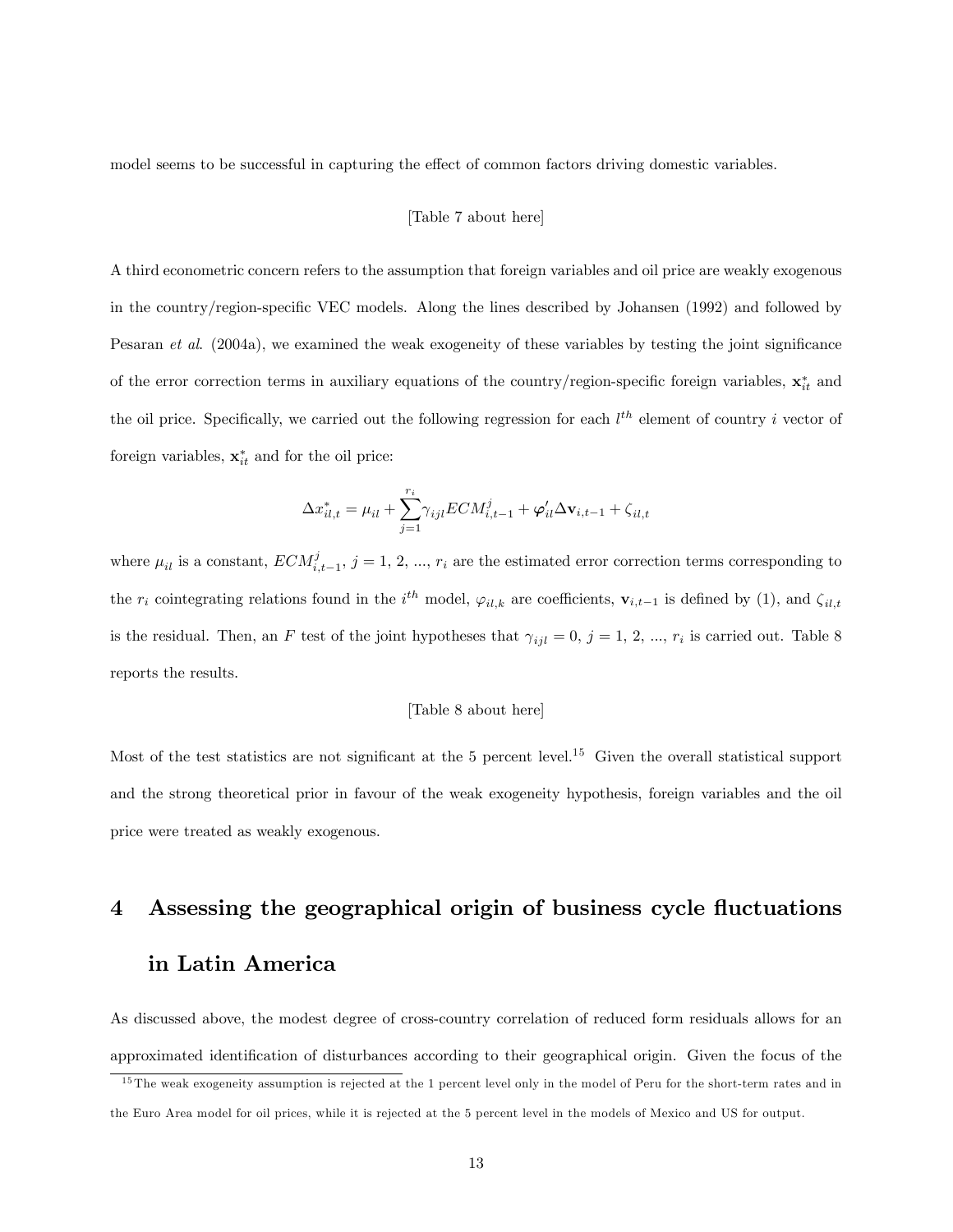model seems to be successful in capturing the effect of common factors driving domestic variables.

[Table 7 about here]

A third econometric concern refers to the assumption that foreign variables and oil price are weakly exogenous in the country/region-specific VEC models. Along the lines described by Johansen (1992) and followed by Pesaran *et al*. (2004a), we examined the weak exogeneity of these variables by testing the joint significance of the error correction terms in auxiliary equations of the country/region-specific foreign variables, $\mathbf{x}_{it}^*$ and the oil price. Specifically, we carried out the following regression for each $l^{th}$ element of country $i$ vector of foreign variables, $\mathbf{x}_{it}^*$ and for the oil price:

$$\Delta x_{il,t}^* = \mu_{il} + \sum_{j=1}^{r_i} \gamma_{ijl} ECM_{i,t-1}^j + \boldsymbol{\varphi}_{il}' \Delta \mathbf{v}_{i,t-1} + \zeta_{il,t}$$

where $\mu_{il}$ is a constant, $ECM_{i,t-1}^j$, $j = 1, 2, ..., r_i$ are the estimated error correction terms corresponding to the $r_i$ cointegrating relations found in the $i^{th}$ model, $\varphi_{il,k}$ are coefficients, $\mathbf{v}_{i,t-1}$ is defined by (1), and $\zeta_{il,t}$ is the residual. Then, an $F$ test of the joint hypotheses that $\gamma_{ijl} = 0$, $j = 1, 2, ..., r_i$ is carried out. Table 8 reports the results.

[Table 8 about here]

Most of the test statistics are not significant at the 5 percent level.[15] Given the overall statistical support and the strong theoretical prior in favour of the weak exogeneity hypothesis, foreign variables and the oil price were treated as weakly exogenous.

# 4 Assessing the geographical origin of business cycle fluctuations in Latin America

As discussed above, the modest degree of cross-country correlation of reduced form residuals allows for an approximated identification of disturbances according to their geographical origin. Given the focus of the

[15] The weak exogeneity assumption is rejected at the 1 percent level only in the model of Peru for the short-term rates and in the Euro Area model for oil prices, while it is rejected at the 5 percent level in the models of Mexico and US for output.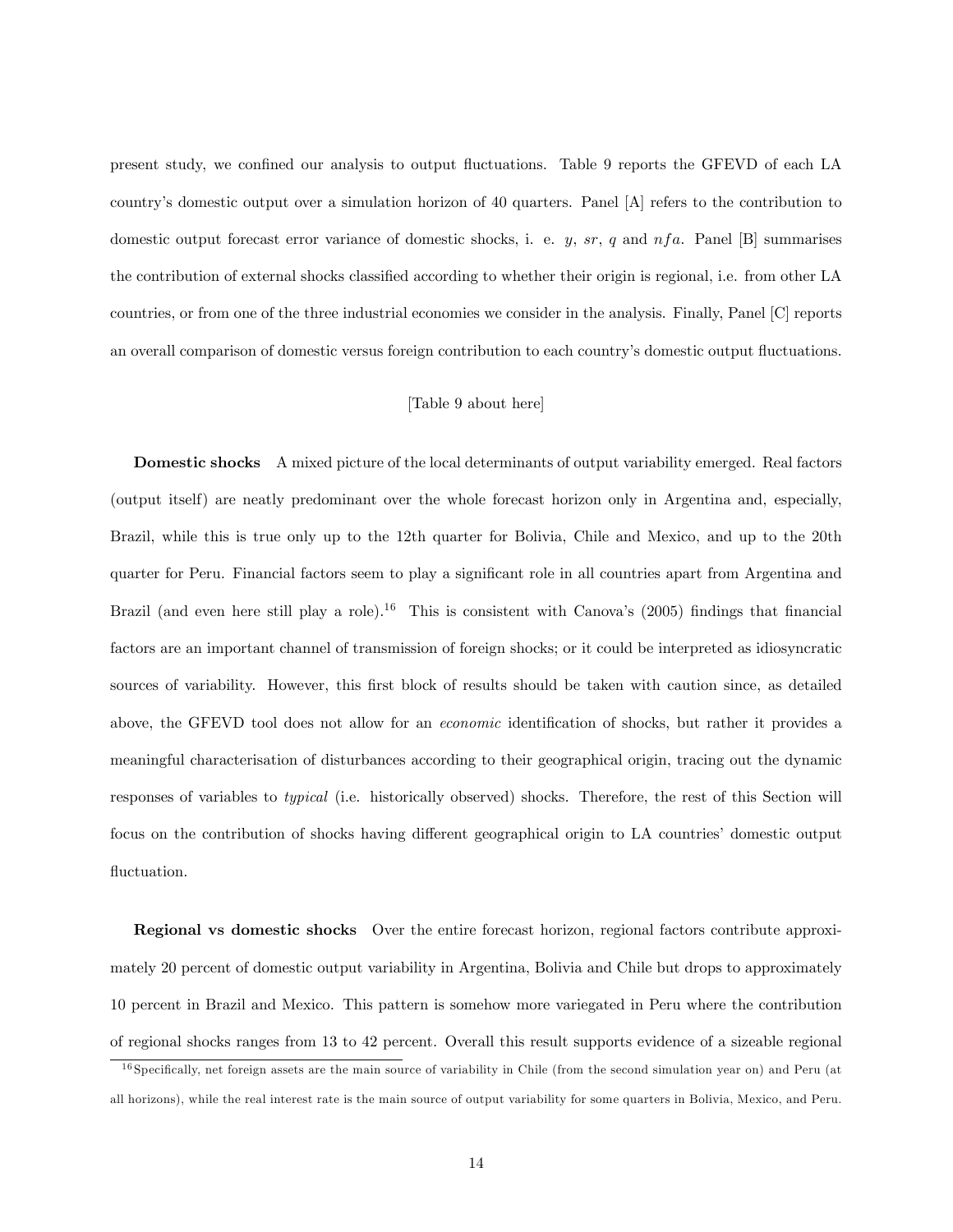present study, we confined our analysis to output fluctuations. Table 9 reports the GFEVD of each LA country's domestic output over a simulation horizon of 40 quarters. Panel [A] refers to the contribution to domestic output forecast error variance of domestic shocks, i. e. $y$, $sr$, $q$ and $nfa$. Panel [B] summarises the contribution of external shocks classified according to whether their origin is regional, i.e. from other LA countries, or from one of the three industrial economies we consider in the analysis. Finally, Panel [C] reports an overall comparison of domestic versus foreign contribution to each country's domestic output fluctuations.

[Table 9 about here]

**Domestic shocks** A mixed picture of the local determinants of output variability emerged. Real factors (output itself) are neatly predominant over the whole forecast horizon only in Argentina and, especially, Brazil, while this is true only up to the 12th quarter for Bolivia, Chile and Mexico, and up to the 20th quarter for Peru. Financial factors seem to play a significant role in all countries apart from Argentina and Brazil (and even here still play a role).[16] This is consistent with Canova's (2005) findings that financial factors are an important channel of transmission of foreign shocks; or it could be interpreted as idiosyncratic sources of variability. However, this first block of results should be taken with caution since, as detailed above, the GFEVD tool does not allow for an *economic* identification of shocks, but rather it provides a meaningful characterisation of disturbances according to their geographical origin, tracing out the dynamic responses of variables to *typical* (i.e. historically observed) shocks. Therefore, the rest of this Section will focus on the contribution of shocks having different geographical origin to LA countries' domestic output fluctuation.

**Regional vs domestic shocks** Over the entire forecast horizon, regional factors contribute approximately 20 percent of domestic output variability in Argentina, Bolivia and Chile but drops to approximately 10 percent in Brazil and Mexico. This pattern is somehow more variegated in Peru where the contribution of regional shocks ranges from 13 to 42 percent. Overall this result supports evidence of a sizeable regional

[16] Specifically, net foreign assets are the main source of variability in Chile (from the second simulation year on) and Peru (at all horizons), while the real interest rate is the main source of output variability for some quarters in Bolivia, Mexico, and Peru.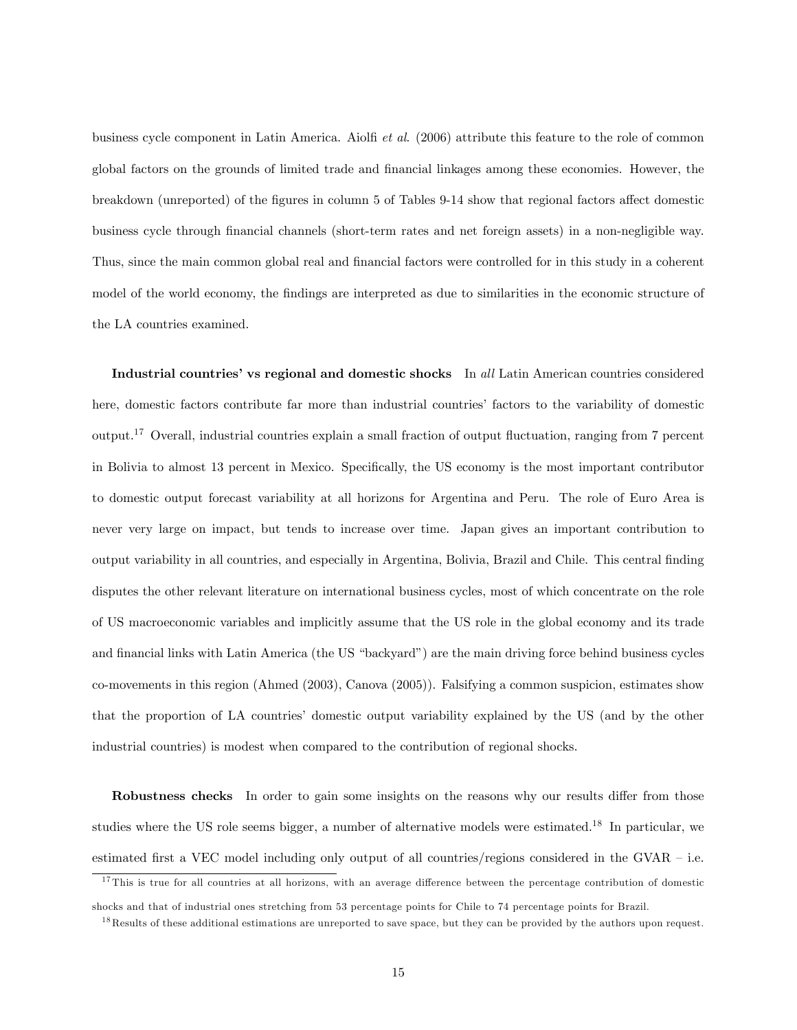business cycle component in Latin America. Aiolfi *et al*. (2006) attribute this feature to the role of common global factors on the grounds of limited trade and financial linkages among these economies. However, the breakdown (unreported) of the figures in column 5 of Tables 9-14 show that regional factors affect domestic business cycle through financial channels (short-term rates and net foreign assets) in a non-negligible way. Thus, since the main common global real and financial factors were controlled for in this study in a coherent model of the world economy, the findings are interpreted as due to similarities in the economic structure of the LA countries examined.

**Industrial countries' vs regional and domestic shocks** In *all* Latin American countries considered here, domestic factors contribute far more than industrial countries' factors to the variability of domestic output.[17] Overall, industrial countries explain a small fraction of output fluctuation, ranging from 7 percent in Bolivia to almost 13 percent in Mexico. Specifically, the US economy is the most important contributor to domestic output forecast variability at all horizons for Argentina and Peru. The role of Euro Area is never very large on impact, but tends to increase over time. Japan gives an important contribution to output variability in all countries, and especially in Argentina, Bolivia, Brazil and Chile. This central finding disputes the other relevant literature on international business cycles, most of which concentrate on the role of US macroeconomic variables and implicitly assume that the US role in the global economy and its trade and financial links with Latin America (the US "backyard") are the main driving force behind business cycles co-movements in this region (Ahmed (2003), Canova (2005)). Falsifying a common suspicion, estimates show that the proportion of LA countries' domestic output variability explained by the US (and by the other industrial countries) is modest when compared to the contribution of regional shocks.

**Robustness checks** In order to gain some insights on the reasons why our results differ from those studies where the US role seems bigger, a number of alternative models were estimated.[18] In particular, we estimated first a VEC model including only output of all countries/regions considered in the GVAR – i.e.

[17] This is true for all countries at all horizons, with an average difference between the percentage contribution of domestic shocks and that of industrial ones stretching from 53 percentage points for Chile to 74 percentage points for Brazil.

[18] Results of these additional estimations are unreported to save space, but they can be provided by the authors upon request.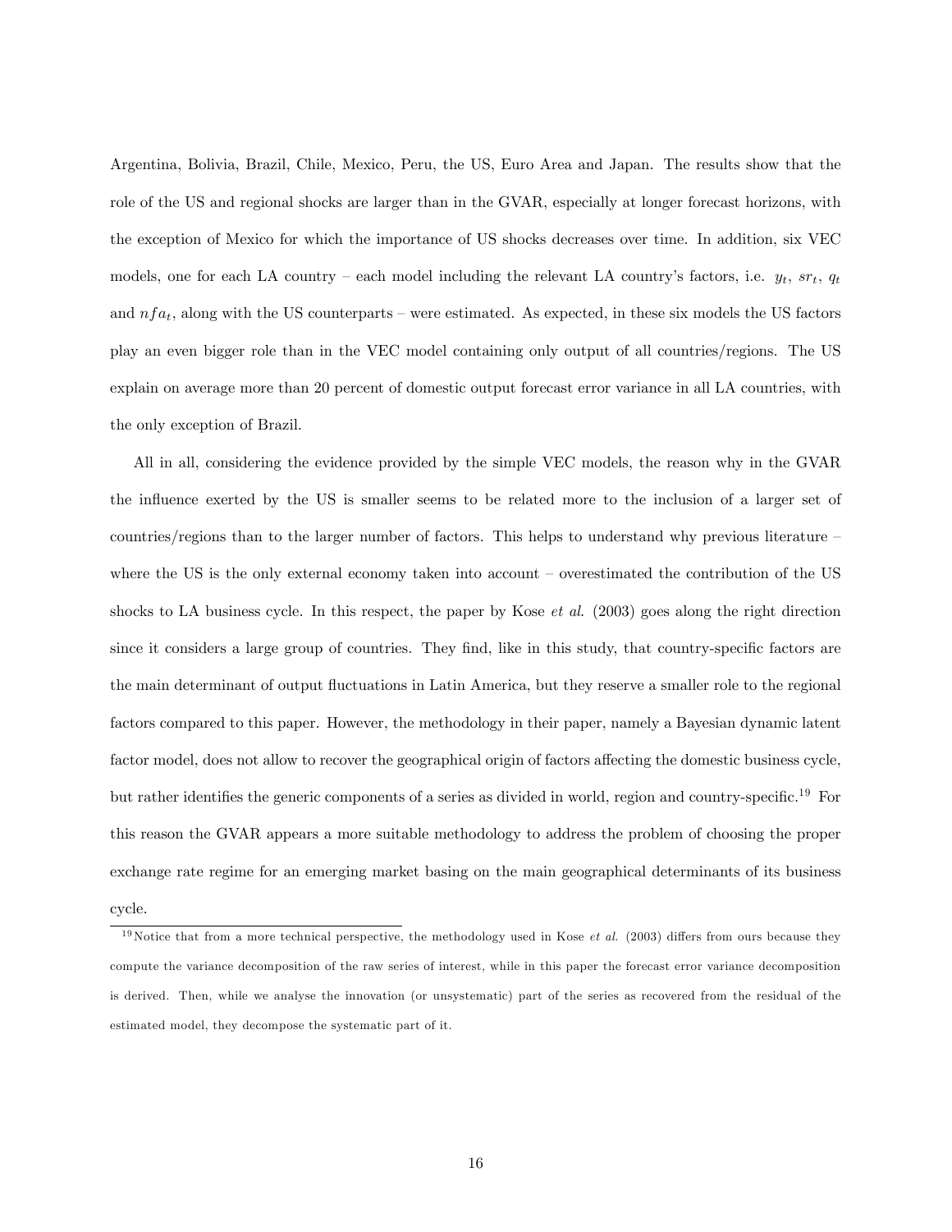Argentina, Bolivia, Brazil, Chile, Mexico, Peru, the US, Euro Area and Japan. The results show that the role of the US and regional shocks are larger than in the GVAR, especially at longer forecast horizons, with the exception of Mexico for which the importance of US shocks decreases over time. In addition, six VEC models, one for each LA country – each model including the relevant LA country's factors, i.e. $y_t$, $sr_t$, $q_t$ and $nfa_t$, along with the US counterparts – were estimated. As expected, in these six models the US factors play an even bigger role than in the VEC model containing only output of all countries/regions. The US explain on average more than 20 percent of domestic output forecast error variance in all LA countries, with the only exception of Brazil.

All in all, considering the evidence provided by the simple VEC models, the reason why in the GVAR the influence exerted by the US is smaller seems to be related more to the inclusion of a larger set of countries/regions than to the larger number of factors. This helps to understand why previous literature – where the US is the only external economy taken into account – overestimated the contribution of the US shocks to LA business cycle. In this respect, the paper by Kose *et al.* (2003) goes along the right direction since it considers a large group of countries. They find, like in this study, that country-specific factors are the main determinant of output fluctuations in Latin America, but they reserve a smaller role to the regional factors compared to this paper. However, the methodology in their paper, namely a Bayesian dynamic latent factor model, does not allow to recover the geographical origin of factors affecting the domestic business cycle, but rather identifies the generic components of a series as divided in world, region and country-specific.[19] For this reason the GVAR appears a more suitable methodology to address the problem of choosing the proper exchange rate regime for an emerging market basing on the main geographical determinants of its business cycle.

[19] Notice that from a more technical perspective, the methodology used in Kose *et al.* (2003) differs from ours because they compute the variance decomposition of the raw series of interest, while in this paper the forecast error variance decomposition is derived. Then, while we analyse the innovation (or unsystematic) part of the series as recovered from the residual of the estimated model, they decompose the systematic part of it.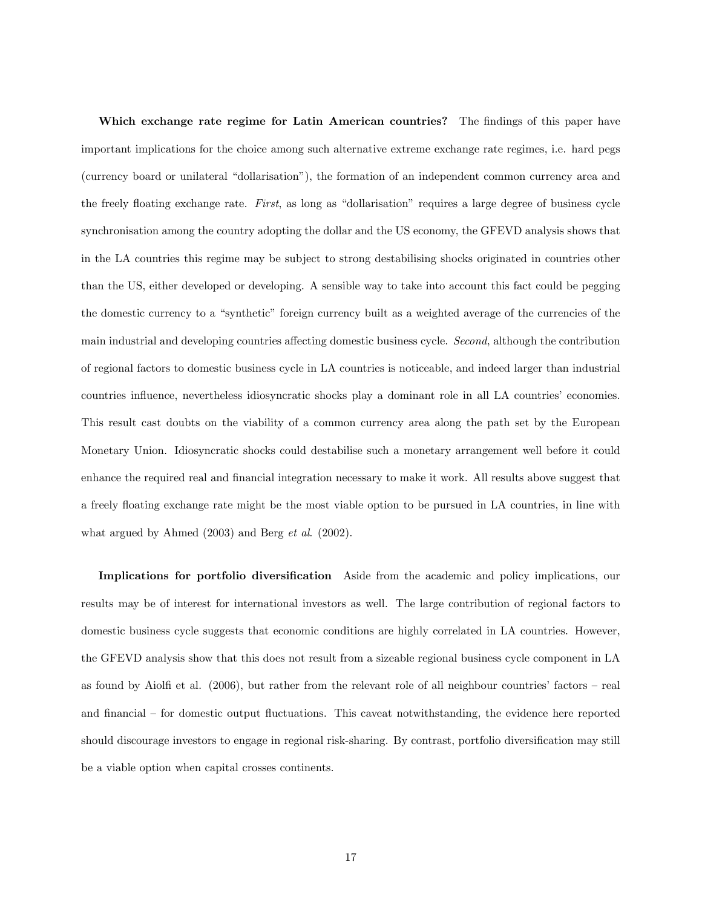**Which exchange rate regime for Latin American countries?** The findings of this paper have important implications for the choice among such alternative extreme exchange rate regimes, i.e. hard pegs (currency board or unilateral "dollarisation"), the formation of an independent common currency area and the freely floating exchange rate. *First*, as long as "dollarisation" requires a large degree of business cycle synchronisation among the country adopting the dollar and the US economy, the GFEVD analysis shows that in the LA countries this regime may be subject to strong destabilising shocks originated in countries other than the US, either developed or developing. A sensible way to take into account this fact could be pegging the domestic currency to a "synthetic" foreign currency built as a weighted average of the currencies of the main industrial and developing countries affecting domestic business cycle. *Second*, although the contribution of regional factors to domestic business cycle in LA countries is noticeable, and indeed larger than industrial countries influence, nevertheless idiosyncratic shocks play a dominant role in all LA countries' economies. This result cast doubts on the viability of a common currency area along the path set by the European Monetary Union. Idiosyncratic shocks could destabilise such a monetary arrangement well before it could enhance the required real and financial integration necessary to make it work. All results above suggest that a freely floating exchange rate might be the most viable option to be pursued in LA countries, in line with what argued by Ahmed (2003) and Berg *et al*. (2002).

**Implications for portfolio diversification** Aside from the academic and policy implications, our results may be of interest for international investors as well. The large contribution of regional factors to domestic business cycle suggests that economic conditions are highly correlated in LA countries. However, the GFEVD analysis show that this does not result from a sizeable regional business cycle component in LA as found by Aiolfi et al. (2006), but rather from the relevant role of all neighbour countries' factors – real and financial – for domestic output fluctuations. This caveat notwithstanding, the evidence here reported should discourage investors to engage in regional risk-sharing. By contrast, portfolio diversification may still be a viable option when capital crosses continents.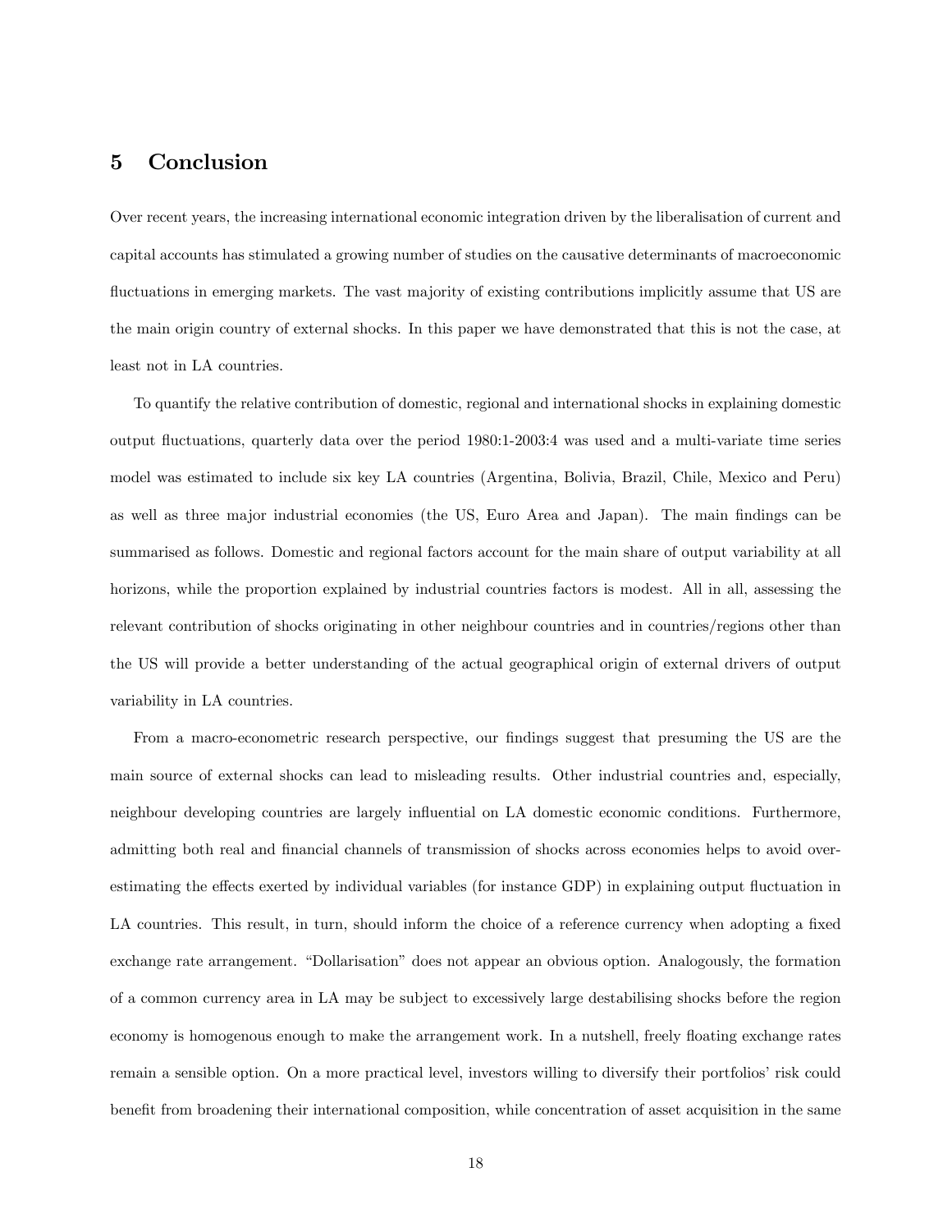## 5 Conclusion

Over recent years, the increasing international economic integration driven by the liberalisation of current and capital accounts has stimulated a growing number of studies on the causative determinants of macroeconomic fluctuations in emerging markets. The vast majority of existing contributions implicitly assume that US are the main origin country of external shocks. In this paper we have demonstrated that this is not the case, at least not in LA countries.

To quantify the relative contribution of domestic, regional and international shocks in explaining domestic output fluctuations, quarterly data over the period 1980:1-2003:4 was used and a multi-variate time series model was estimated to include six key LA countries (Argentina, Bolivia, Brazil, Chile, Mexico and Peru) as well as three major industrial economies (the US, Euro Area and Japan). The main findings can be summarised as follows. Domestic and regional factors account for the main share of output variability at all horizons, while the proportion explained by industrial countries factors is modest. All in all, assessing the relevant contribution of shocks originating in other neighbour countries and in countries/regions other than the US will provide a better understanding of the actual geographical origin of external drivers of output variability in LA countries.

From a macro-econometric research perspective, our findings suggest that presuming the US are the main source of external shocks can lead to misleading results. Other industrial countries and, especially, neighbour developing countries are largely influential on LA domestic economic conditions. Furthermore, admitting both real and financial channels of transmission of shocks across economies helps to avoid over-estimating the effects exerted by individual variables (for instance GDP) in explaining output fluctuation in LA countries. This result, in turn, should inform the choice of a reference currency when adopting a fixed exchange rate arrangement. "Dollarisation" does not appear an obvious option. Analogously, the formation of a common currency area in LA may be subject to excessively large destabilising shocks before the region economy is homogenous enough to make the arrangement work. In a nutshell, freely floating exchange rates remain a sensible option. On a more practical level, investors willing to diversify their portfolios' risk could benefit from broadening their international composition, while concentration of asset acquisition in the same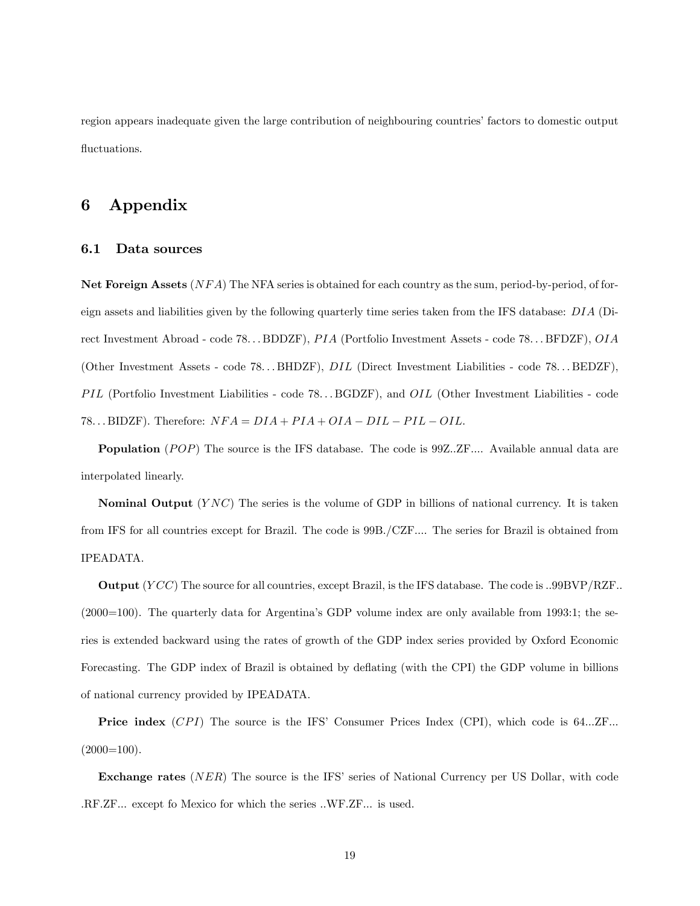region appears inadequate given the large contribution of neighbouring countries' factors to domestic output fluctuations.

# 6 Appendix

## 6.1 Data sources

**Net Foreign Assets** ($NFA$) The NFA series is obtained for each country as the sum, period-by-period, of foreign assets and liabilities given by the following quarterly time series taken from the IFS database: $DIA$ (Direct Investment Abroad - code 78…BDDZF), $PIA$ (Portfolio Investment Assets - code 78…BFDZF), $OIA$ (Other Investment Assets - code 78…BHDZF), $DIL$ (Direct Investment Liabilities - code 78…BEDZF), $PIL$ (Portfolio Investment Liabilities - code 78…BGDZF), and $OIL$ (Other Investment Liabilities - code 78…BIDZF). Therefore: $NFA = DIA + PIA + OIA - DIL - PIL - OIL$.

**Population** ($POP$) The source is the IFS database. The code is 99Z..ZF.... Available annual data are interpolated linearly.

**Nominal Output** ($YNC$) The series is the volume of GDP in billions of national currency. It is taken from IFS for all countries except for Brazil. The code is 99B./CZF.... The series for Brazil is obtained from IPEADATA.

**Output** ($YCC$) The source for all countries, except Brazil, is the IFS database. The code is ..99BVP/RZF.. (2000=100). The quarterly data for Argentina's GDP volume index are only available from 1993:1; the series is extended backward using the rates of growth of the GDP index series provided by Oxford Economic Forecasting. The GDP index of Brazil is obtained by deflating (with the CPI) the GDP volume in billions of national currency provided by IPEADATA.

**Price index** ($CPI$) The source is the IFS' Consumer Prices Index (CPI), which code is 64...ZF... (2000=100).

**Exchange rates** ($NER$) The source is the IFS' series of National Currency per US Dollar, with code .RF.ZF... except fo Mexico for which the series ..WF.ZF... is used.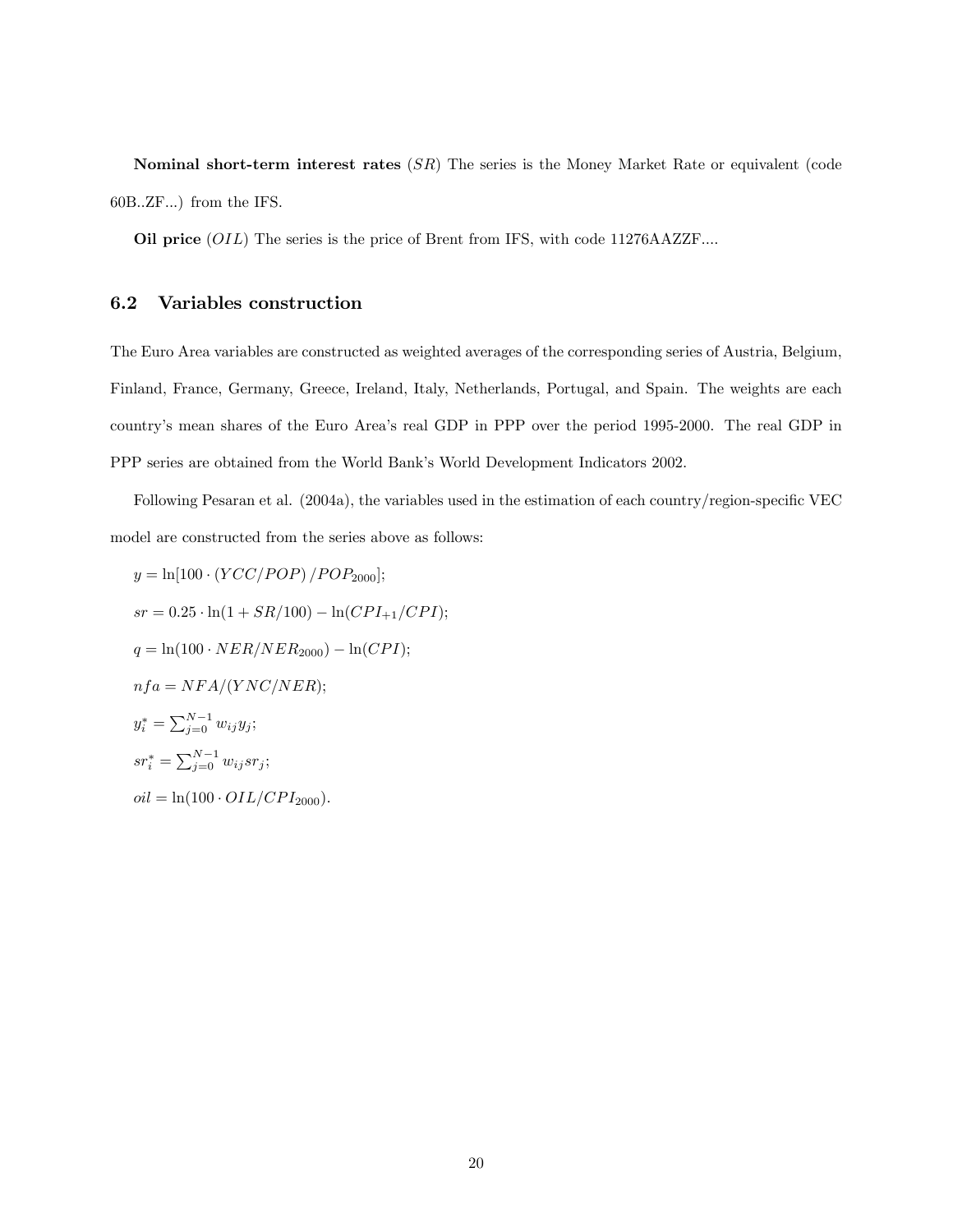**Nominal short-term interest rates** ($SR$) The series is the Money Market Rate or equivalent (code 60B..ZF...) from the IFS.

**Oil price** ($OIL$) The series is the price of Brent from IFS, with code 11276AAZZF....

## 6.2 Variables construction

The Euro Area variables are constructed as weighted averages of the corresponding series of Austria, Belgium, Finland, France, Germany, Greece, Ireland, Italy, Netherlands, Portugal, and Spain. The weights are each country's mean shares of the Euro Area's real GDP in PPP over the period 1995-2000. The real GDP in PPP series are obtained from the World Bank's World Development Indicators 2002.

Following Pesaran et al. (2004a), the variables used in the estimation of each country/region-specific VEC model are constructed from the series above as follows:

$y = \ln[100 \cdot (YCC/POP)/POP_{2000}]$;

$sr = 0.25 \cdot \ln(1 + SR/100) - \ln(CPI_{+1}/CPI)$;

$q = \ln(100 \cdot NER/NER_{2000}) - \ln(CPI)$;

$nfa = NFA/(YNC/NER)$;

$y_i^* = \sum_{j=0}^{N-1} w_{ij} y_j$;

$sr_i^* = \sum_{j=0}^{N-1} w_{ij} sr_j$;

$oil = \ln(100 \cdot OIL/CPI_{2000})$.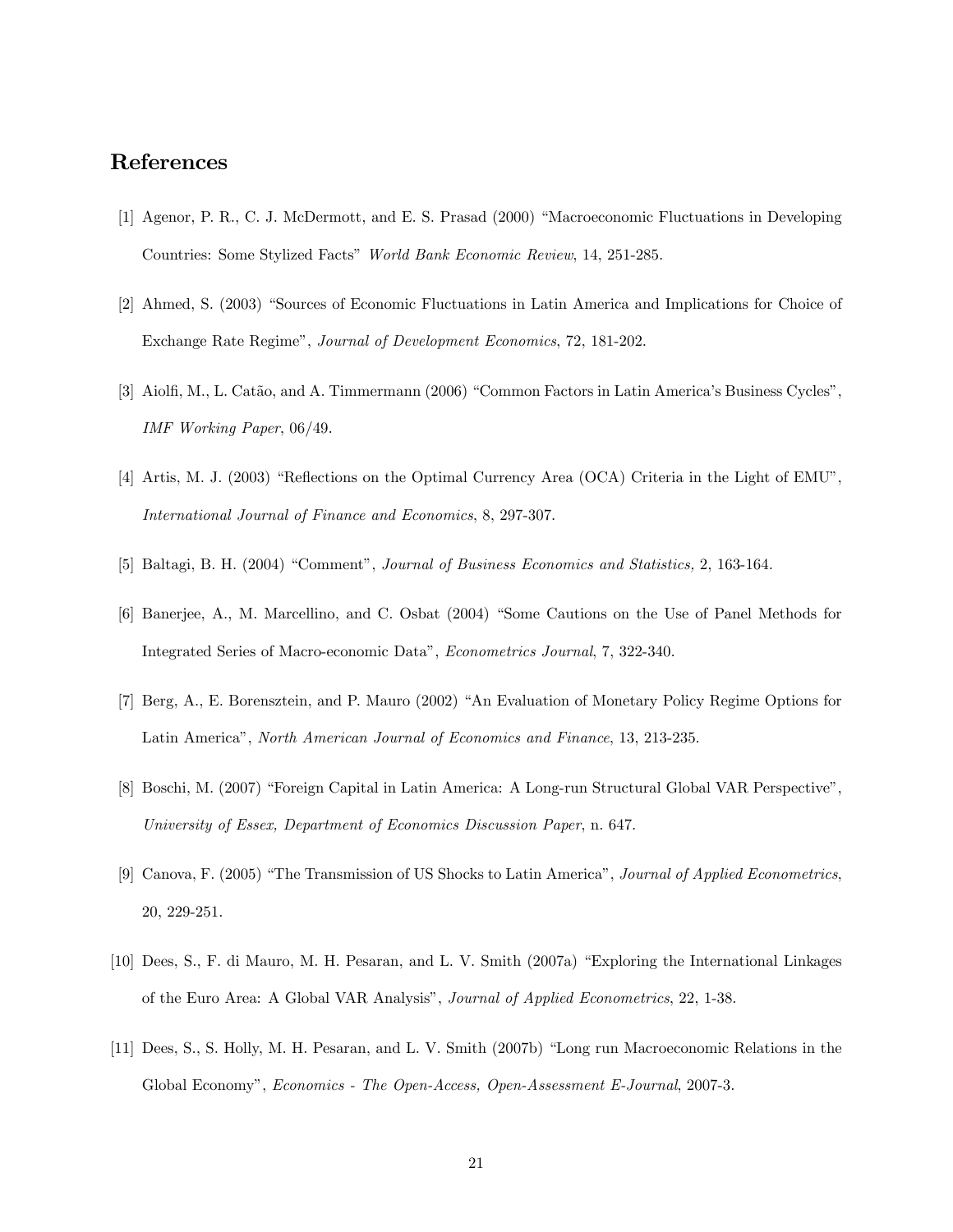# References

[1] Agenor, P. R., C. J. McDermott, and E. S. Prasad (2000) "Macroeconomic Fluctuations in Developing Countries: Some Stylized Facts" *World Bank Economic Review*, 14, 251-285.

[2] Ahmed, S. (2003) "Sources of Economic Fluctuations in Latin America and Implications for Choice of Exchange Rate Regime", *Journal of Development Economics*, 72, 181-202.

[3] Aiolfi, M., L. Catão, and A. Timmermann (2006) "Common Factors in Latin America's Business Cycles", *IMF Working Paper*, 06/49.

[4] Artis, M. J. (2003) "Reflections on the Optimal Currency Area (OCA) Criteria in the Light of EMU", *International Journal of Finance and Economics*, 8, 297-307.

[5] Baltagi, B. H. (2004) "Comment", *Journal of Business Economics and Statistics,* 2, 163-164.

[6] Banerjee, A., M. Marcellino, and C. Osbat (2004) "Some Cautions on the Use of Panel Methods for Integrated Series of Macro-economic Data", *Econometrics Journal*, 7, 322-340.

[7] Berg, A., E. Borensztein, and P. Mauro (2002) "An Evaluation of Monetary Policy Regime Options for Latin America", *North American Journal of Economics and Finance*, 13, 213-235.

[8] Boschi, M. (2007) "Foreign Capital in Latin America: A Long-run Structural Global VAR Perspective", *University of Essex, Department of Economics Discussion Paper*, n. 647.

[9] Canova, F. (2005) "The Transmission of US Shocks to Latin America", *Journal of Applied Econometrics*, 20, 229-251.

[10] Dees, S., F. di Mauro, M. H. Pesaran, and L. V. Smith (2007a) "Exploring the International Linkages of the Euro Area: A Global VAR Analysis", *Journal of Applied Econometrics*, 22, 1-38.

[11] Dees, S., S. Holly, M. H. Pesaran, and L. V. Smith (2007b) "Long run Macroeconomic Relations in the Global Economy", *Economics - The Open-Access, Open-Assessment E-Journal*, 2007-3.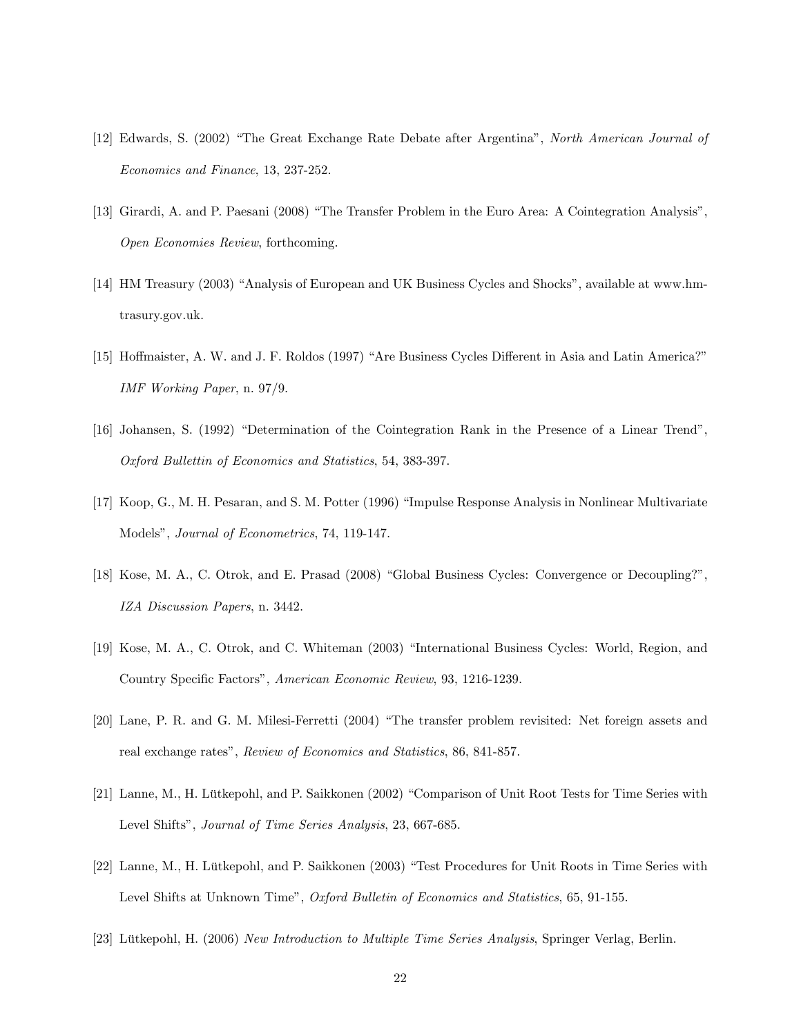[12] Edwards, S. (2002) "The Great Exchange Rate Debate after Argentina", *North American Journal of Economics and Finance*, 13, 237-252.

[13] Girardi, A. and P. Paesani (2008) "The Transfer Problem in the Euro Area: A Cointegration Analysis", *Open Economies Review*, forthcoming.

[14] HM Treasury (2003) "Analysis of European and UK Business Cycles and Shocks", available at www.hm-trasury.gov.uk.

[15] Hoffmaister, A. W. and J. F. Roldos (1997) "Are Business Cycles Different in Asia and Latin America?" *IMF Working Paper*, n. 97/9.

[16] Johansen, S. (1992) "Determination of the Cointegration Rank in the Presence of a Linear Trend", *Oxford Bullettin of Economics and Statistics*, 54, 383-397.

[17] Koop, G., M. H. Pesaran, and S. M. Potter (1996) "Impulse Response Analysis in Nonlinear Multivariate Models", *Journal of Econometrics*, 74, 119-147.

[18] Kose, M. A., C. Otrok, and E. Prasad (2008) "Global Business Cycles: Convergence or Decoupling?", *IZA Discussion Papers*, n. 3442.

[19] Kose, M. A., C. Otrok, and C. Whiteman (2003) "International Business Cycles: World, Region, and Country Specific Factors", *American Economic Review*, 93, 1216-1239.

[20] Lane, P. R. and G. M. Milesi-Ferretti (2004) "The transfer problem revisited: Net foreign assets and real exchange rates", *Review of Economics and Statistics*, 86, 841-857.

[21] Lanne, M., H. Lütkepohl, and P. Saikkonen (2002) "Comparison of Unit Root Tests for Time Series with Level Shifts", *Journal of Time Series Analysis*, 23, 667-685.

[22] Lanne, M., H. Lütkepohl, and P. Saikkonen (2003) "Test Procedures for Unit Roots in Time Series with Level Shifts at Unknown Time", *Oxford Bulletin of Economics and Statistics*, 65, 91-155.

[23] Lütkepohl, H. (2006) *New Introduction to Multiple Time Series Analysis*, Springer Verlag, Berlin.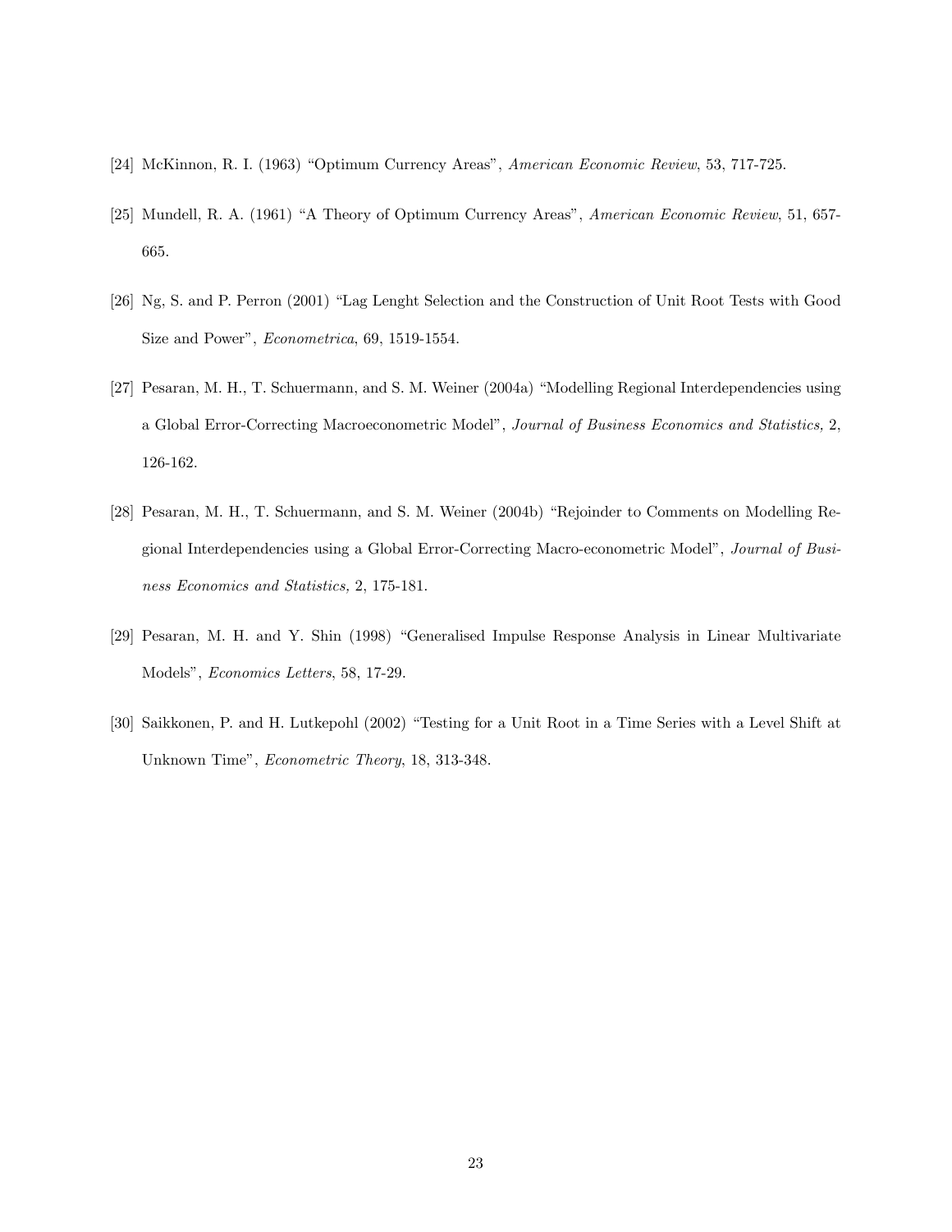[24] McKinnon, R. I. (1963) "Optimum Currency Areas", *American Economic Review*, 53, 717-725.

[25] Mundell, R. A. (1961) "A Theory of Optimum Currency Areas", *American Economic Review*, 51, 657-665.

[26] Ng, S. and P. Perron (2001) "Lag Lenght Selection and the Construction of Unit Root Tests with Good Size and Power", *Econometrica*, 69, 1519-1554.

[27] Pesaran, M. H., T. Schuermann, and S. M. Weiner (2004a) "Modelling Regional Interdependencies using a Global Error-Correcting Macroeconometric Model", *Journal of Business Economics and Statistics,* 2, 126-162.

[28] Pesaran, M. H., T. Schuermann, and S. M. Weiner (2004b) "Rejoinder to Comments on Modelling Regional Interdependencies using a Global Error-Correcting Macro-econometric Model", *Journal of Business Economics and Statistics,* 2, 175-181.

[29] Pesaran, M. H. and Y. Shin (1998) "Generalised Impulse Response Analysis in Linear Multivariate Models", *Economics Letters*, 58, 17-29.

[30] Saikkonen, P. and H. Lutkepohl (2002) "Testing for a Unit Root in a Time Series with a Level Shift at Unknown Time", *Econometric Theory*, 18, 313-348.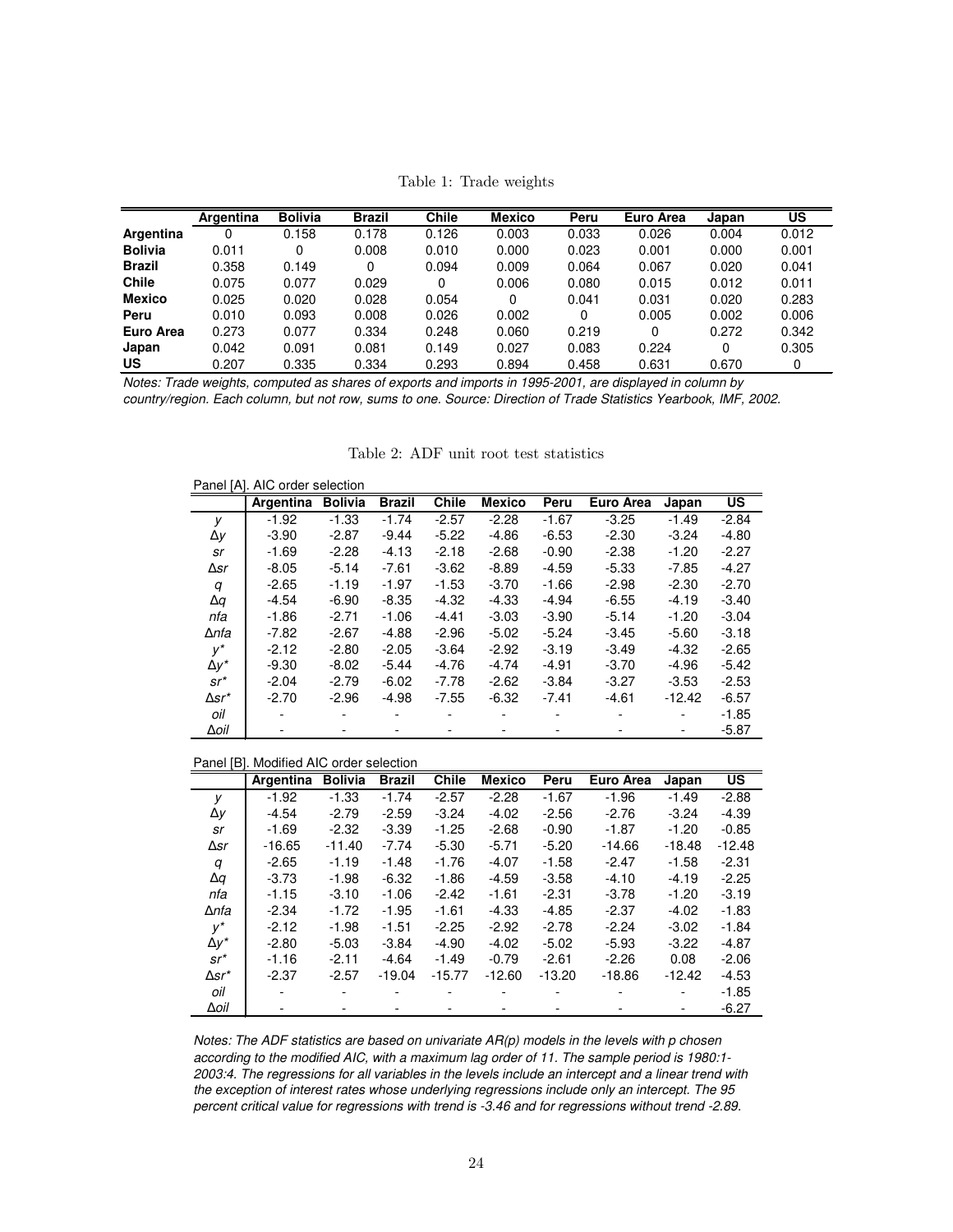Table 1: Trade weights

| | Argentina | Bolivia | Brazil | Chile | Mexico | Peru | Euro Area | Japan | US |
|---|---|---|---|---|---|---|---|---|---|
| **Argentina** | 0 | 0.158 | 0.178 | 0.126 | 0.003 | 0.033 | 0.026 | 0.004 | 0.012 |
| **Bolivia** | 0.011 | 0 | 0.008 | 0.010 | 0.000 | 0.023 | 0.001 | 0.000 | 0.001 |
| **Brazil** | 0.358 | 0.149 | 0 | 0.094 | 0.009 | 0.064 | 0.067 | 0.020 | 0.041 |
| **Chile** | 0.075 | 0.077 | 0.029 | 0 | 0.006 | 0.080 | 0.015 | 0.012 | 0.011 |
| **Mexico** | 0.025 | 0.020 | 0.028 | 0.054 | 0 | 0.041 | 0.031 | 0.020 | 0.283 |
| **Peru** | 0.010 | 0.093 | 0.008 | 0.026 | 0.002 | 0 | 0.005 | 0.002 | 0.006 |
| **Euro Area** | 0.273 | 0.077 | 0.334 | 0.248 | 0.060 | 0.219 | 0 | 0.272 | 0.342 |
| **Japan** | 0.042 | 0.091 | 0.081 | 0.149 | 0.027 | 0.083 | 0.224 | 0 | 0.305 |
| **US** | 0.207 | 0.335 | 0.334 | 0.293 | 0.894 | 0.458 | 0.631 | 0.670 | 0 |

*Notes: Trade weights, computed as shares of exports and imports in 1995-2001, are displayed in column by country/region. Each column, but not row, sums to one. Source: Direction of Trade Statistics Yearbook, IMF, 2002.*

Table 2: ADF unit root test statistics

Panel [A]. AIC order selection

| | Argentina | Bolivia | Brazil | Chile | Mexico | Peru | Euro Area | Japan | US |
|---|---|---|---|---|---|---|---|---|---|
| $y$ | -1.92 | -1.33 | -1.74 | -2.57 | -2.28 | -1.67 | -3.25 | -1.49 | -2.84 |
| $\Delta y$ | -3.90 | -2.87 | -9.44 | -5.22 | -4.86 | -6.53 | -2.30 | -3.24 | -4.80 |
| $sr$ | -1.69 | -2.28 | -4.13 | -2.18 | -2.68 | -0.90 | -2.38 | -1.20 | -2.27 |
| $\Delta sr$ | -8.05 | -5.14 | -7.61 | -3.62 | -8.89 | -4.59 | -5.33 | -7.85 | -4.27 |
| $q$ | -2.65 | -1.19 | -1.97 | -1.53 | -3.70 | -1.66 | -2.98 | -2.30 | -2.70 |
| $\Delta q$ | -4.54 | -6.90 | -8.35 | -4.32 | -4.33 | -4.94 | -6.55 | -4.19 | -3.40 |
| $nfa$ | -1.86 | -2.71 | -1.06 | -4.41 | -3.03 | -3.90 | -5.14 | -1.20 | -3.04 |
| $\Delta nfa$ | -7.82 | -2.67 | -4.88 | -2.96 | -5.02 | -5.24 | -3.45 | -5.60 | -3.18 |
| $y^*$ | -2.12 | -2.80 | -2.05 | -3.64 | -2.92 | -3.19 | -3.49 | -4.32 | -2.65 |
| $\Delta y^*$ | -9.30 | -8.02 | -5.44 | -4.76 | -4.74 | -4.91 | -3.70 | -4.96 | -5.42 |
| $sr^*$ | -2.04 | -2.79 | -6.02 | -7.78 | -2.62 | -3.84 | -3.27 | -3.53 | -2.53 |
| $\Delta sr^*$ | -2.70 | -2.96 | -4.98 | -7.55 | -6.32 | -7.41 | -4.61 | -12.42 | -6.57 |
| $oil$ | - | - | - | - | - | - | - | - | -1.85 |
| $\Delta oil$ | - | - | - | - | - | - | - | - | -5.87 |

Panel [B]. Modified AIC order selection

| | Argentina | Bolivia | Brazil | Chile | Mexico | Peru | Euro Area | Japan | US |
|---|---|---|---|---|---|---|---|---|---|
| $y$ | -1.92 | -1.33 | -1.74 | -2.57 | -2.28 | -1.67 | -1.96 | -1.49 | -2.88 |
| $\Delta y$ | -4.54 | -2.79 | -2.59 | -3.24 | -4.02 | -2.56 | -2.76 | -3.24 | -4.39 |
| $sr$ | -1.69 | -2.32 | -3.39 | -1.25 | -2.68 | -0.90 | -1.87 | -1.20 | -0.85 |
| $\Delta sr$ | -16.65 | -11.40 | -7.74 | -5.30 | -5.71 | -5.20 | -14.66 | -18.48 | -12.48 |
| $q$ | -2.65 | -1.19 | -1.48 | -1.76 | -4.07 | -1.58 | -2.47 | -1.58 | -2.31 |
| $\Delta q$ | -3.73 | -1.98 | -6.32 | -1.86 | -4.59 | -3.58 | -4.10 | -4.19 | -2.25 |
| $nfa$ | -1.15 | -3.10 | -1.06 | -2.42 | -1.61 | -2.31 | -3.78 | -1.20 | -3.19 |
| $\Delta nfa$ | -2.34 | -1.72 | -1.95 | -1.61 | -4.33 | -4.85 | -2.37 | -4.02 | -1.83 |
| $y^*$ | -2.12 | -1.98 | -1.51 | -2.25 | -2.92 | -2.78 | -2.24 | -3.02 | -1.84 |
| $\Delta y^*$ | -2.80 | -5.03 | -3.84 | -4.90 | -4.02 | -5.02 | -5.93 | -3.22 | -4.87 |
| $sr^*$ | -1.16 | -2.11 | -4.64 | -1.49 | -0.79 | -2.61 | -2.26 | 0.08 | -2.06 |
| $\Delta sr^*$ | -2.37 | -2.57 | -19.04 | -15.77 | -12.60 | -13.20 | -18.86 | -12.42 | -4.53 |
| $oil$ | - | - | - | - | - | - | - | - | -1.85 |
| $\Delta oil$ | - | - | - | - | - | - | - | - | -6.27 |

*Notes: The ADF statistics are based on univariate AR(p) models in the levels with p chosen according to the modified AIC, with a maximum lag order of 11. The sample period is 1980:1-2003:4. The regressions for all variables in the levels include an intercept and a linear trend with the exception of interest rates whose underlying regressions include only an intercept. The 95 percent critical value for regressions with trend is -3.46 and for regressions without trend -2.89.*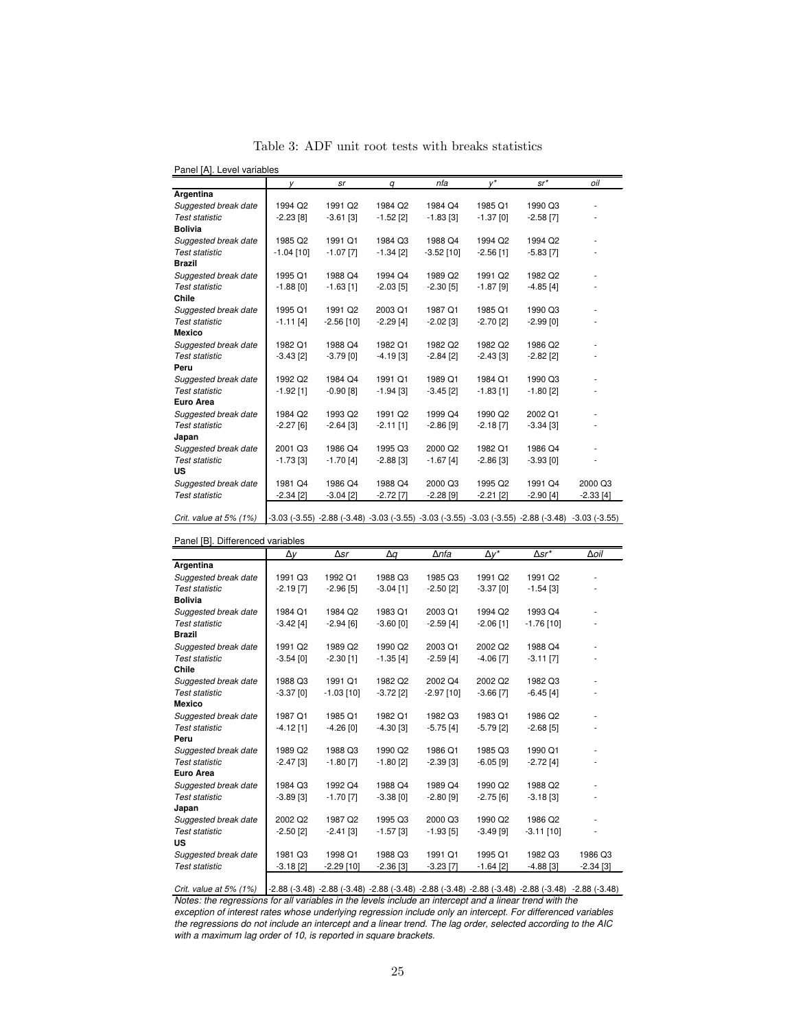Table 3: ADF unit root tests with breaks statistics

Panel [A]. Level variables

| | *y* | *sr* | *q* | *nfa* | *y** | *sr** | *oil* |
|---|---|---|---|---|---|---|---|
| **Argentina** | | | | | | | |
| *Suggested break date* | 1994 Q2 | 1991 Q2 | 1984 Q2 | 1984 Q4 | 1985 Q1 | 1990 Q3 | - |
| *Test statistic* | -2.23 [8] | -3.61 [3] | -1.52 [2] | -1.83 [3] | -1.37 [0] | -2.58 [7] | - |
| **Bolivia** | | | | | | | |
| *Suggested break date* | 1985 Q2 | 1991 Q1 | 1984 Q3 | 1988 Q4 | 1994 Q2 | 1994 Q2 | - |
| *Test statistic* | -1.04 [10] | -1.07 [7] | -1.34 [2] | -3.52 [10] | -2.56 [1] | -5.83 [7] | - |
| **Brazil** | | | | | | | |
| *Suggested break date* | 1995 Q1 | 1988 Q4 | 1994 Q4 | 1989 Q2 | 1991 Q2 | 1982 Q2 | - |
| *Test statistic* | -1.88 [0] | -1.63 [1] | -2.03 [5] | -2.30 [5] | -1.87 [9] | -4.85 [4] | - |
| **Chile** | | | | | | | |
| *Suggested break date* | 1995 Q1 | 1991 Q2 | 2003 Q1 | 1987 Q1 | 1985 Q1 | 1990 Q3 | - |
| *Test statistic* | -1.11 [4] | -2.56 [10] | -2.29 [4] | -2.02 [3] | -2.70 [2] | -2.99 [0] | - |
| **Mexico** | | | | | | | |
| *Suggested break date* | 1982 Q1 | 1988 Q4 | 1982 Q1 | 1982 Q2 | 1982 Q2 | 1986 Q2 | - |
| *Test statistic* | -3.43 [2] | -3.79 [0] | -4.19 [3] | -2.84 [2] | -2.43 [3] | -2.82 [2] | - |
| **Peru** | | | | | | | |
| *Suggested break date* | 1992 Q2 | 1984 Q4 | 1991 Q1 | 1989 Q1 | 1984 Q1 | 1990 Q3 | - |
| *Test statistic* | -1.92 [1] | -0.90 [8] | -1.94 [3] | -3.45 [2] | -1.83 [1] | -1.80 [2] | - |
| **Euro Area** | | | | | | | |
| *Suggested break date* | 1984 Q2 | 1993 Q2 | 1991 Q2 | 1999 Q4 | 1990 Q2 | 2002 Q1 | - |
| *Test statistic* | -2.27 [6] | -2.64 [3] | -2.11 [1] | -2.86 [9] | -2.18 [7] | -3.34 [3] | - |
| **Japan** | | | | | | | |
| *Suggested break date* | 2001 Q3 | 1986 Q4 | 1995 Q3 | 2000 Q2 | 1982 Q1 | 1986 Q4 | - |
| *Test statistic* | -1.73 [3] | -1.70 [4] | -2.88 [3] | -1.67 [4] | -2.86 [3] | -3.93 [0] | - |
| **US** | | | | | | | |
| *Suggested break date* | 1981 Q4 | 1986 Q4 | 1988 Q4 | 2000 Q3 | 1995 Q2 | 1991 Q4 | 2000 Q3 |
| *Test statistic* | -2.34 [2] | -3.04 [2] | -2.72 [7] | -2.28 [9] | -2.21 [2] | -2.90 [4] | -2.33 [4] |
| *Crit. value at 5% (1%)* | -3.03 (-3.55) | -2.88 (-3.48) | -3.03 (-3.55) | -3.03 (-3.55) | -3.03 (-3.55) | -2.88 (-3.48) | -3.03 (-3.55) |

Panel [B]. Differenced variables

| | *Δy* | *Δsr* | *Δq* | *Δnfa* | *Δy** | *Δsr** | *Δoil* |
|---|---|---|---|---|---|---|---|
| **Argentina** | | | | | | | |
| *Suggested break date* | 1991 Q3 | 1992 Q1 | 1988 Q3 | 1985 Q3 | 1991 Q2 | 1991 Q2 | - |
| *Test statistic* | -2.19 [7] | -2.96 [5] | -3.04 [1] | -2.50 [2] | -3.37 [0] | -1.54 [3] | - |
| **Bolivia** | | | | | | | |
| *Suggested break date* | 1984 Q1 | 1984 Q2 | 1983 Q1 | 2003 Q1 | 1994 Q2 | 1993 Q4 | - |
| *Test statistic* | -3.42 [4] | -2.94 [6] | -3.60 [0] | -2.59 [4] | -2.06 [1] | -1.76 [10] | - |
| **Brazil** | | | | | | | |
| *Suggested break date* | 1991 Q2 | 1989 Q2 | 1990 Q2 | 2003 Q1 | 2002 Q2 | 1988 Q4 | - |
| *Test statistic* | -3.54 [0] | -2.30 [1] | -1.35 [4] | -2.59 [4] | -4.06 [7] | -3.11 [7] | - |
| **Chile** | | | | | | | |
| *Suggested break date* | 1988 Q3 | 1991 Q1 | 1982 Q2 | 2002 Q4 | 2002 Q2 | 1982 Q3 | - |
| *Test statistic* | -3.37 [0] | -1.03 [10] | -3.72 [2] | -2.97 [10] | -3.66 [7] | -6.45 [4] | - |
| **Mexico** | | | | | | | |
| *Suggested break date* | 1987 Q1 | 1985 Q1 | 1982 Q1 | 1982 Q3 | 1983 Q1 | 1986 Q2 | - |
| *Test statistic* | -4.12 [1] | -4.26 [0] | -4.30 [3] | -5.75 [4] | -5.79 [2] | -2.68 [5] | - |
| **Peru** | | | | | | | |
| *Suggested break date* | 1989 Q2 | 1988 Q3 | 1990 Q2 | 1986 Q1 | 1985 Q3 | 1990 Q1 | - |
| *Test statistic* | -2.47 [3] | -1.80 [7] | -1.80 [2] | -2.39 [3] | -6.05 [9] | -2.72 [4] | - |
| **Euro Area** | | | | | | | |
| *Suggested break date* | 1984 Q3 | 1992 Q4 | 1988 Q4 | 1989 Q4 | 1990 Q2 | 1988 Q2 | - |
| *Test statistic* | -3.89 [3] | -1.70 [7] | -3.38 [0] | -2.80 [9] | -2.75 [6] | -3.18 [3] | - |
| **Japan** | | | | | | | |
| *Suggested break date* | 2002 Q2 | 1987 Q2 | 1995 Q3 | 2000 Q3 | 1990 Q2 | 1986 Q2 | - |
| *Test statistic* | -2.50 [2] | -2.41 [3] | -1.57 [3] | -1.93 [5] | -3.49 [9] | -3.11 [10] | - |
| **US** | | | | | | | |
| *Suggested break date* | 1981 Q3 | 1998 Q1 | 1988 Q3 | 1991 Q1 | 1995 Q1 | 1982 Q3 | 1986 Q3 |
| *Test statistic* | -3.18 [2] | -2.29 [10] | -2.36 [3] | -3.23 [7] | -1.64 [2] | -4.88 [3] | -2.34 [3] |
| *Crit. value at 5% (1%)* | -2.88 (-3.48) | -2.88 (-3.48) | -2.88 (-3.48) | -2.88 (-3.48) | -2.88 (-3.48) | -2.88 (-3.48) | -2.88 (-3.48) |

*Notes: the regressions for all variables in the levels include an intercept and a linear trend with the exception of interest rates whose underlying regression include only an intercept. For differenced variables the regressions do not include an intercept and a linear trend. The lag order, selected according to the AIC with a maximum lag order of 10, is reported in square brackets.*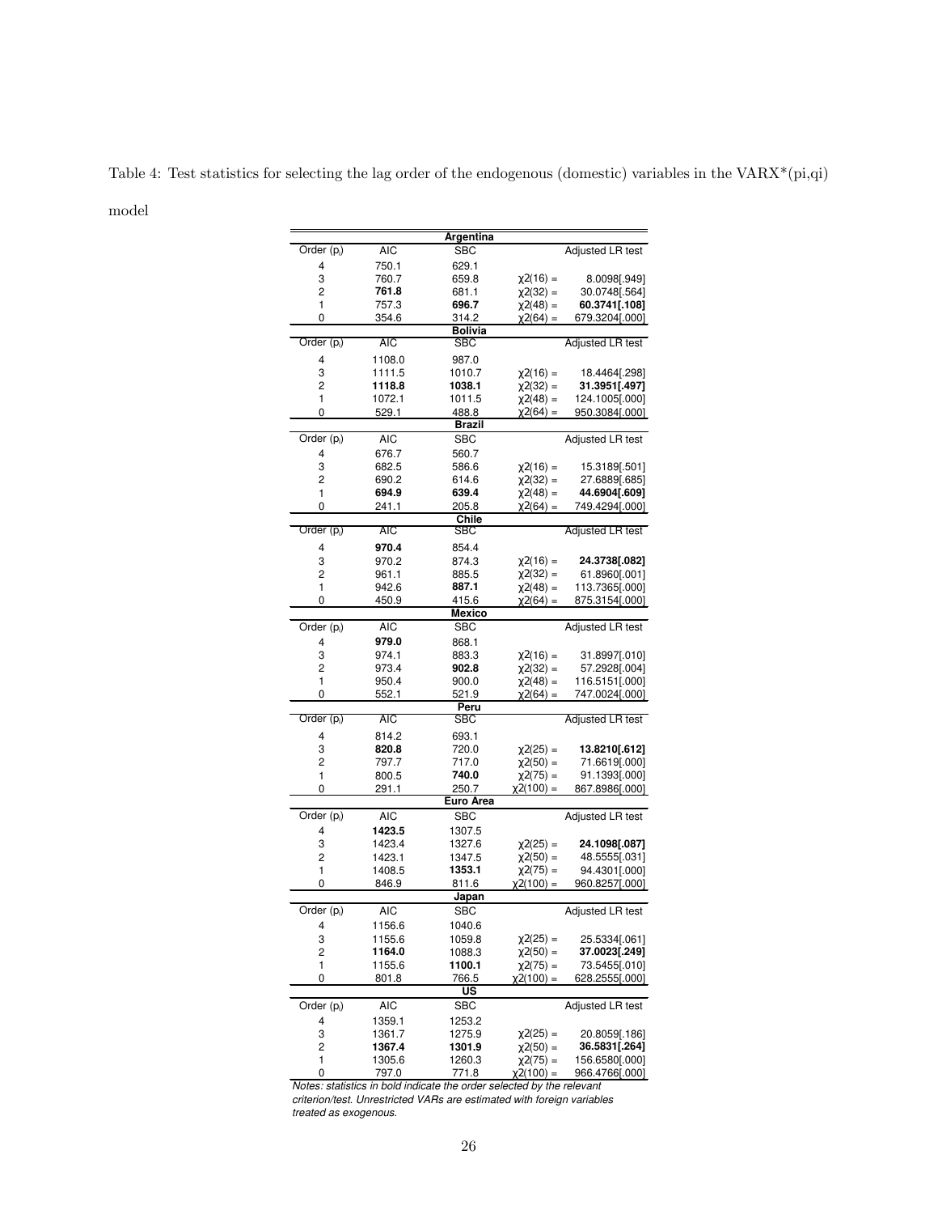Table 4: Test statistics for selecting the lag order of the endogenous (domestic) variables in the VARX*(pi,qi) model

| Order ($p_i$) | AIC | SBC | | Adjusted LR test |
|---|---|---|---|---|
| **Argentina** | | | | |
| 4 | 750.1 | 629.1 | | |
| 3 | 760.7 | 659.8 | $\chi2(16)$ = | 8.0098[.949] |
| 2 | **761.8** | 681.1 | $\chi2(32)$ = | 30.0748[.564] |
| 1 | 757.3 | **696.7** | $\chi2(48)$ = | **60.3741[.108]** |
| 0 | 354.6 | 314.2 | $\chi2(64)$ = | 679.3204[.000] |
| **Bolivia** | | | | |
| 4 | 1108.0 | 987.0 | | |
| 3 | 1111.5 | 1010.7 | $\chi2(16)$ = | 18.4464[.298] |
| 2 | **1118.8** | **1038.1** | $\chi2(32)$ = | **31.3951[.497]** |
| 1 | 1072.1 | 1011.5 | $\chi2(48)$ = | 124.1005[.000] |
| 0 | 529.1 | 488.8 | $\chi2(64)$ = | 950.3084[.000] |
| **Brazil** | | | | |
| 4 | 676.7 | 560.7 | | |
| 3 | 682.5 | 586.6 | $\chi2(16)$ = | 15.3189[.501] |
| 2 | 690.2 | 614.6 | $\chi2(32)$ = | 27.6889[.685] |
| 1 | **694.9** | **639.4** | $\chi2(48)$ = | **44.6904[.609]** |
| 0 | 241.1 | 205.8 | $\chi2(64)$ = | 749.4294[.000] |
| **Chile** | | | | |
| 4 | **970.4** | 854.4 | | |
| 3 | 970.2 | 874.3 | $\chi2(16)$ = | **24.3738[.082]** |
| 2 | 961.1 | 885.5 | $\chi2(32)$ = | 61.8960[.001] |
| 1 | 942.6 | **887.1** | $\chi2(48)$ = | 113.7365[.000] |
| 0 | 450.9 | 415.6 | $\chi2(64)$ = | 875.3154[.000] |
| **Mexico** | | | | |
| 4 | **979.0** | 868.1 | | |
| 3 | 974.1 | 883.3 | $\chi2(16)$ = | 31.8997[.010] |
| 2 | 973.4 | **902.8** | $\chi2(32)$ = | 57.2928[.004] |
| 1 | 950.4 | 900.0 | $\chi2(48)$ = | 116.5151[.000] |
| 0 | 552.1 | 521.9 | $\chi2(64)$ = | 747.0024[.000] |
| **Peru** | | | | |
| 4 | 814.2 | 693.1 | | |
| 3 | **820.8** | 720.0 | $\chi2(25)$ = | **13.8210[.612]** |
| 2 | 797.7 | 717.0 | $\chi2(50)$ = | 71.6619[.000] |
| 1 | 800.5 | **740.0** | $\chi2(75)$ = | 91.1393[.000] |
| 0 | 291.1 | 250.7 | $\chi2(100)$ = | 867.8986[.000] |
| **Euro Area** | | | | |
| 4 | **1423.5** | 1307.5 | | |
| 3 | 1423.4 | 1327.6 | $\chi2(25)$ = | **24.1098[.087]** |
| 2 | 1423.1 | 1347.5 | $\chi2(50)$ = | 48.5555[.031] |
| 1 | 1408.5 | **1353.1** | $\chi2(75)$ = | 94.4301[.000] |
| 0 | 846.9 | 811.6 | $\chi2(100)$ = | 960.8257[.000] |
| **Japan** | | | | |
| 4 | 1156.6 | 1040.6 | | |
| 3 | 1155.6 | 1059.8 | $\chi2(25)$ = | 25.5334[.061] |
| 2 | **1164.0** | 1088.3 | $\chi2(50)$ = | **37.0023[.249]** |
| 1 | 1155.6 | **1100.1** | $\chi2(75)$ = | 73.5455[.010] |
| 0 | 801.8 | 766.5 | $\chi2(100)$ = | 628.2555[.000] |
| **US** | | | | |
| 4 | 1359.1 | 1253.2 | | |
| 3 | 1361.7 | 1275.9 | $\chi2(25)$ = | 20.8059[.186] |
| 2 | **1367.4** | **1301.9** | $\chi2(50)$ = | **36.5831[.264]** |
| 1 | 1305.6 | 1260.3 | $\chi2(75)$ = | 156.6580[.000] |
| 0 | 797.0 | 771.8 | $\chi2(100)$ = | 966.4766[.000] |

*Notes: statistics in bold indicate the order selected by the relevant criterion/test. Unrestricted VARs are estimated with foreign variables treated as exogenous.*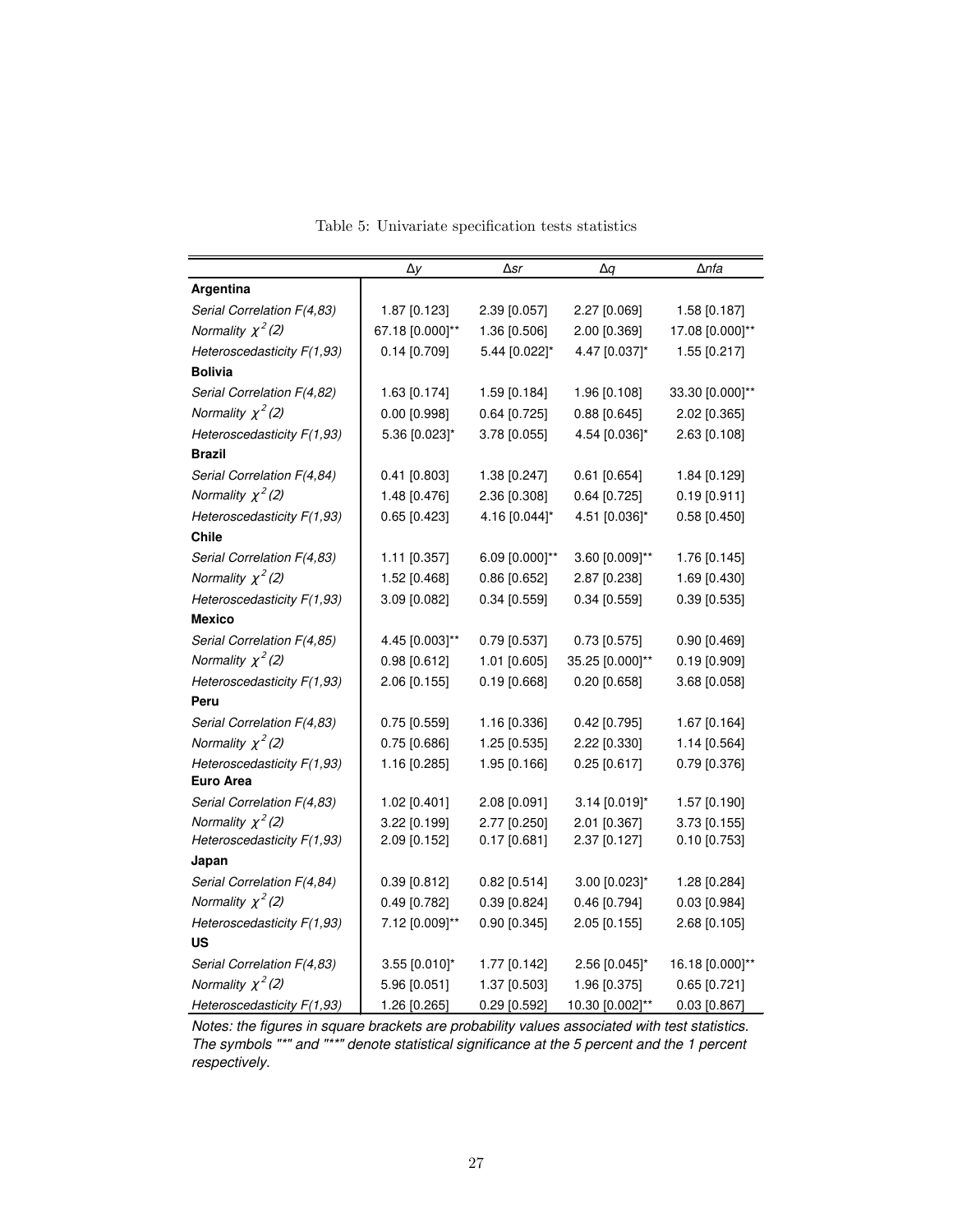Table 5: Univariate specification tests statistics

| | $\Delta y$ | $\Delta sr$ | $\Delta q$ | $\Delta nfa$ |
|---|---|---|---|---|
| **Argentina** | | | | |
| *Serial Correlation F(4,83)* | 1.87 [0.123] | 2.39 [0.057] | 2.27 [0.069] | 1.58 [0.187] |
| *Normality $\chi^2(2)$* | 67.18 [0.000]** | 1.36 [0.506] | 2.00 [0.369] | 17.08 [0.000]** |
| *Heteroscedasticity F(1,93)* | 0.14 [0.709] | 5.44 [0.022]* | 4.47 [0.037]* | 1.55 [0.217] |
| **Bolivia** | | | | |
| *Serial Correlation F(4,82)* | 1.63 [0.174] | 1.59 [0.184] | 1.96 [0.108] | 33.30 [0.000]** |
| *Normality $\chi^2(2)$* | 0.00 [0.998] | 0.64 [0.725] | 0.88 [0.645] | 2.02 [0.365] |
| *Heteroscedasticity F(1,93)* | 5.36 [0.023]* | 3.78 [0.055] | 4.54 [0.036]* | 2.63 [0.108] |
| **Brazil** | | | | |
| *Serial Correlation F(4,84)* | 0.41 [0.803] | 1.38 [0.247] | 0.61 [0.654] | 1.84 [0.129] |
| *Normality $\chi^2(2)$* | 1.48 [0.476] | 2.36 [0.308] | 0.64 [0.725] | 0.19 [0.911] |
| *Heteroscedasticity F(1,93)* | 0.65 [0.423] | 4.16 [0.044]* | 4.51 [0.036]* | 0.58 [0.450] |
| **Chile** | | | | |
| *Serial Correlation F(4,83)* | 1.11 [0.357] | 6.09 [0.000]** | 3.60 [0.009]** | 1.76 [0.145] |
| *Normality $\chi^2(2)$* | 1.52 [0.468] | 0.86 [0.652] | 2.87 [0.238] | 1.69 [0.430] |
| *Heteroscedasticity F(1,93)* | 3.09 [0.082] | 0.34 [0.559] | 0.34 [0.559] | 0.39 [0.535] |
| **Mexico** | | | | |
| *Serial Correlation F(4,85)* | 4.45 [0.003]** | 0.79 [0.537] | 0.73 [0.575] | 0.90 [0.469] |
| *Normality $\chi^2(2)$* | 0.98 [0.612] | 1.01 [0.605] | 35.25 [0.000]** | 0.19 [0.909] |
| *Heteroscedasticity F(1,93)* | 2.06 [0.155] | 0.19 [0.668] | 0.20 [0.658] | 3.68 [0.058] |
| **Peru** | | | | |
| *Serial Correlation F(4,83)* | 0.75 [0.559] | 1.16 [0.336] | 0.42 [0.795] | 1.67 [0.164] |
| *Normality $\chi^2(2)$* | 0.75 [0.686] | 1.25 [0.535] | 2.22 [0.330] | 1.14 [0.564] |
| *Heteroscedasticity F(1,93)* | 1.16 [0.285] | 1.95 [0.166] | 0.25 [0.617] | 0.79 [0.376] |
| **Euro Area** | | | | |
| *Serial Correlation F(4,83)* | 1.02 [0.401] | 2.08 [0.091] | 3.14 [0.019]* | 1.57 [0.190] |
| *Normality $\chi^2(2)$* | 3.22 [0.199] | 2.77 [0.250] | 2.01 [0.367] | 3.73 [0.155] |
| *Heteroscedasticity F(1,93)* | 2.09 [0.152] | 0.17 [0.681] | 2.37 [0.127] | 0.10 [0.753] |
| **Japan** | | | | |
| *Serial Correlation F(4,84)* | 0.39 [0.812] | 0.82 [0.514] | 3.00 [0.023]* | 1.28 [0.284] |
| *Normality $\chi^2(2)$* | 0.49 [0.782] | 0.39 [0.824] | 0.46 [0.794] | 0.03 [0.984] |
| *Heteroscedasticity F(1,93)* | 7.12 [0.009]** | 0.90 [0.345] | 2.05 [0.155] | 2.68 [0.105] |
| **US** | | | | |
| *Serial Correlation F(4,83)* | 3.55 [0.010]* | 1.77 [0.142] | 2.56 [0.045]* | 16.18 [0.000]** |
| *Normality $\chi^2(2)$* | 5.96 [0.051] | 1.37 [0.503] | 1.96 [0.375] | 0.65 [0.721] |
| *Heteroscedasticity F(1,93)* | 1.26 [0.265] | 0.29 [0.592] | 10.30 [0.002]** | 0.03 [0.867] |

*Notes: the figures in square brackets are probability values associated with test statistics. The symbols "*" and "**" denote statistical significance at the 5 percent and the 1 percent respectively.*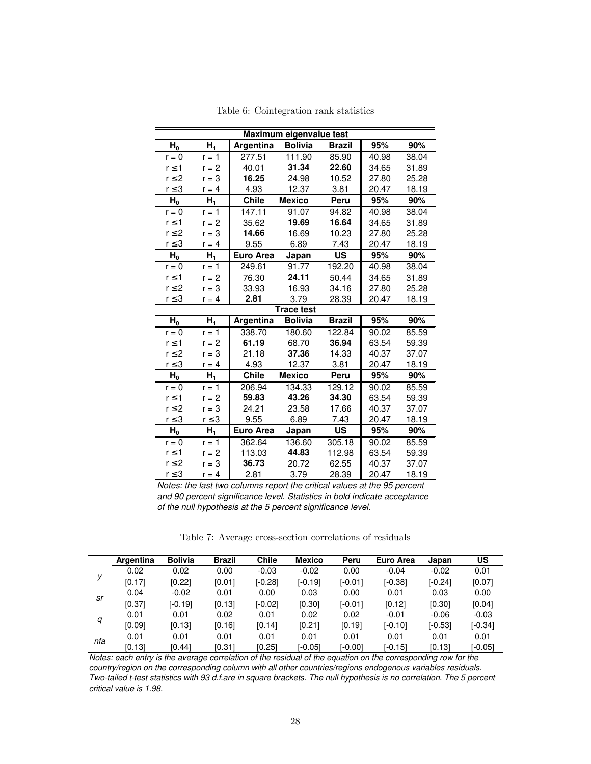Table 6: Cointegration rank statistics

| Maximum eigenvalue test | | | | | | |
|---|---|---|---|---|---|---|
| $H_0$ | $H_1$ | Argentina | Bolivia | Brazil | 95% | 90% |
| r = 0 | r = 1 | 277.51 | 111.90 | 85.90 | 40.98 | 38.04 |
| r ≤1 | r = 2 | 40.01 | **31.34** | **22.60** | 34.65 | 31.89 |
| r ≤2 | r = 3 | **16.25** | 24.98 | 10.52 | 27.80 | 25.28 |
| r ≤3 | r = 4 | 4.93 | 12.37 | 3.81 | 20.47 | 18.19 |
| $H_0$ | $H_1$ | Chile | Mexico | Peru | 95% | 90% |
| r = 0 | r = 1 | 147.11 | 91.07 | 94.82 | 40.98 | 38.04 |
| r ≤1 | r = 2 | 35.62 | **19.69** | **16.64** | 34.65 | 31.89 |
| r ≤2 | r = 3 | **14.66** | 16.69 | 10.23 | 27.80 | 25.28 |
| r ≤3 | r = 4 | 9.55 | 6.89 | 7.43 | 20.47 | 18.19 |
| $H_0$ | $H_1$ | Euro Area | Japan | US | 95% | 90% |
| r = 0 | r = 1 | 249.61 | 91.77 | 192.20 | 40.98 | 38.04 |
| r ≤1 | r = 2 | 76.30 | **24.11** | 50.44 | 34.65 | 31.89 |
| r ≤2 | r = 3 | 33.93 | 16.93 | 34.16 | 27.80 | 25.28 |
| r ≤3 | r = 4 | **2.81** | 3.79 | 28.39 | 20.47 | 18.19 |
| **Trace test** | | | | | | |
| $H_0$ | $H_1$ | Argentina | Bolivia | Brazil | 95% | 90% |
| r = 0 | r = 1 | 338.70 | 180.60 | 122.84 | 90.02 | 85.59 |
| r ≤1 | r = 2 | **61.19** | 68.70 | **36.94** | 63.54 | 59.39 |
| r ≤2 | r = 3 | 21.18 | **37.36** | 14.33 | 40.37 | 37.07 |
| r ≤3 | r = 4 | 4.93 | 12.37 | 3.81 | 20.47 | 18.19 |
| $H_0$ | $H_1$ | Chile | Mexico | Peru | 95% | 90% |
| r = 0 | r = 1 | 206.94 | 134.33 | 129.12 | 90.02 | 85.59 |
| r ≤1 | r = 2 | **59.83** | **43.26** | **34.30** | 63.54 | 59.39 |
| r ≤2 | r = 3 | 24.21 | 23.58 | 17.66 | 40.37 | 37.07 |
| r ≤3 | r ≤3 | 9.55 | 6.89 | 7.43 | 20.47 | 18.19 |
| $H_0$ | $H_1$ | Euro Area | Japan | US | 95% | 90% |
| r = 0 | r = 1 | 362.64 | 136.60 | 305.18 | 90.02 | 85.59 |
| r ≤1 | r = 2 | 113.03 | **44.83** | 112.98 | 63.54 | 59.39 |
| r ≤2 | r = 3 | **36.73** | 20.72 | 62.55 | 40.37 | 37.07 |
| r ≤3 | r = 4 | 2.81 | 3.79 | 28.39 | 20.47 | 18.19 |

*Notes: the last two columns report the critical values at the 95 percent and 90 percent significance level. Statistics in bold indicate acceptance of the null hypothesis at the 5 percent significance level.*

Table 7: Average cross-section correlations of residuals

| | Argentina | Bolivia | Brazil | Chile | Mexico | Peru | Euro Area | Japan | US |
|---|---|---|---|---|---|---|---|---|---|
| *y* | 0.02 | 0.02 | 0.00 | -0.03 | -0.02 | 0.00 | -0.04 | -0.02 | 0.01 |
| | [0.17] | [0.22] | [0.01] | [-0.28] | [-0.19] | [-0.01] | [-0.38] | [-0.24] | [0.07] |
| *sr* | 0.04 | -0.02 | 0.01 | 0.00 | 0.03 | 0.00 | 0.01 | 0.03 | 0.00 |
| | [0.37] | [-0.19] | [0.13] | [-0.02] | [0.30] | [-0.01] | [0.12] | [0.30] | [0.04] |
| *q* | 0.01 | 0.01 | 0.02 | 0.01 | 0.02 | 0.02 | -0.01 | -0.06 | -0.03 |
| | [0.09] | [0.13] | [0.16] | [0.14] | [0.21] | [0.19] | [-0.10] | [-0.53] | [-0.34] |
| *nfa* | 0.01 | 0.01 | 0.01 | 0.01 | 0.01 | 0.01 | 0.01 | 0.01 | 0.01 |
| | [0.13] | [0.44] | [0.31] | [0.25] | [-0.05] | [-0.00] | [-0.15] | [0.13] | [-0.05] |

*Notes: each entry is the average correlation of the residual of the equation on the corresponding row for the country/region on the corresponding column with all other countries/regions endogenous variables residuals. Two-tailed t-test statistics with 93 d.f.are in square brackets. The null hypothesis is no correlation. The 5 percent critical value is 1.98.*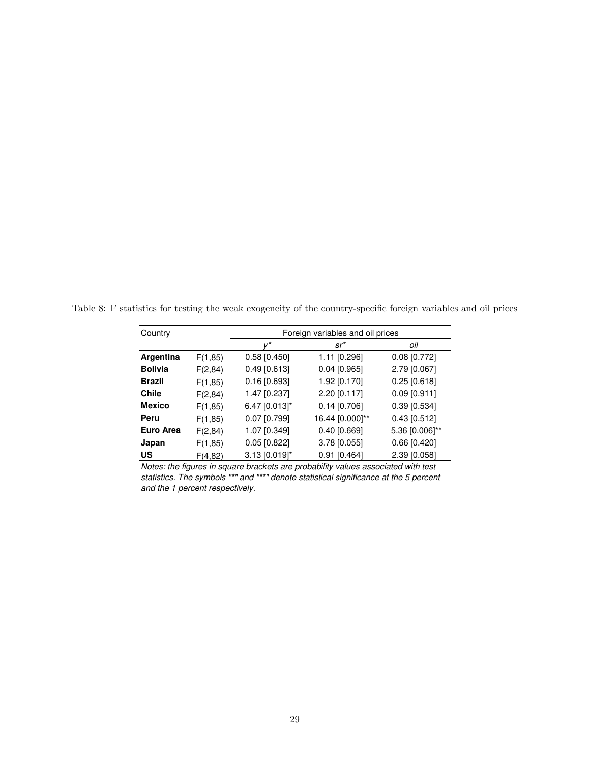Table 8: F statistics for testing the weak exogeneity of the country-specific foreign variables and oil prices

| Country | | Foreign variables and oil prices | | |
|---|---|---|---|---|
| | | $y^*$ | $sr^*$ | $oil$ |
| **Argentina** | F(1,85) | 0.58 [0.450] | 1.11 [0.296] | 0.08 [0.772] |
| **Bolivia** | F(2,84) | 0.49 [0.613] | 0.04 [0.965] | 2.79 [0.067] |
| **Brazil** | F(1,85) | 0.16 [0.693] | 1.92 [0.170] | 0.25 [0.618] |
| **Chile** | F(2,84) | 1.47 [0.237] | 2.20 [0.117] | 0.09 [0.911] |
| **Mexico** | F(1,85) | 6.47 [0.013]* | 0.14 [0.706] | 0.39 [0.534] |
| **Peru** | F(1,85) | 0.07 [0.799] | 16.44 [0.000]** | 0.43 [0.512] |
| **Euro Area** | F(2,84) | 1.07 [0.349] | 0.40 [0.669] | 5.36 [0.006]** |
| **Japan** | F(1,85) | 0.05 [0.822] | 3.78 [0.055] | 0.66 [0.420] |
| **US** | F(4,82) | 3.13 [0.019]* | 0.91 [0.464] | 2.39 [0.058] |

*Notes: the figures in square brackets are probability values associated with test statistics. The symbols "*" and "**" denote statistical significance at the 5 percent and the 1 percent respectively.*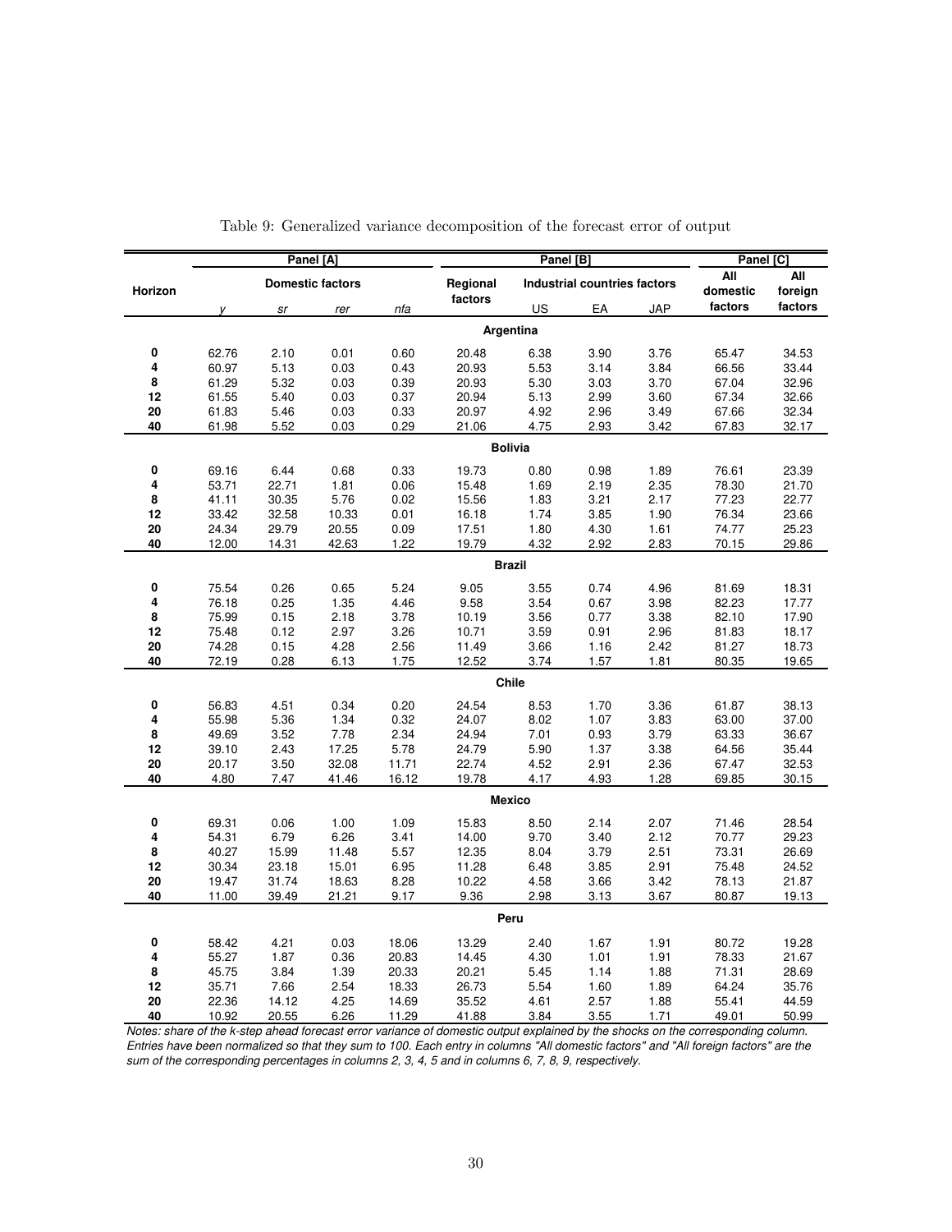Table 9: Generalized variance decomposition of the forecast error of output

| Horizon | Panel [A] | | | | Panel [B] | | | | Panel [C] | |
|---|---|---|---|---|---|---|---|---|---|---|
| | Domestic factors | | | | Regional factors | Industrial countries factors | | | All domestic factors | All foreign factors |
| | *y* | *sr* | *rer* | *nfa* | | US | EA | JAP | | |
| | | | | | **Argentina** | | | | | |
| **0** | 62.76 | 2.10 | 0.01 | 0.60 | 20.48 | 6.38 | 3.90 | 3.76 | 65.47 | 34.53 |
| **4** | 60.97 | 5.13 | 0.03 | 0.43 | 20.93 | 5.53 | 3.14 | 3.84 | 66.56 | 33.44 |
| **8** | 61.29 | 5.32 | 0.03 | 0.39 | 20.93 | 5.30 | 3.03 | 3.70 | 67.04 | 32.96 |
| **12** | 61.55 | 5.40 | 0.03 | 0.37 | 20.94 | 5.13 | 2.99 | 3.60 | 67.34 | 32.66 |
| **20** | 61.83 | 5.46 | 0.03 | 0.33 | 20.97 | 4.92 | 2.96 | 3.49 | 67.66 | 32.34 |
| **40** | 61.98 | 5.52 | 0.03 | 0.29 | 21.06 | 4.75 | 2.93 | 3.42 | 67.83 | 32.17 |
| | | | | | **Bolivia** | | | | | |
| **0** | 69.16 | 6.44 | 0.68 | 0.33 | 19.73 | 0.80 | 0.98 | 1.89 | 76.61 | 23.39 |
| **4** | 53.71 | 22.71 | 1.81 | 0.06 | 15.48 | 1.69 | 2.19 | 2.35 | 78.30 | 21.70 |
| **8** | 41.11 | 30.35 | 5.76 | 0.02 | 15.56 | 1.83 | 3.21 | 2.17 | 77.23 | 22.77 |
| **12** | 33.42 | 32.58 | 10.33 | 0.01 | 16.18 | 1.74 | 3.85 | 1.90 | 76.34 | 23.66 |
| **20** | 24.34 | 29.79 | 20.55 | 0.09 | 17.51 | 1.80 | 4.30 | 1.61 | 74.77 | 25.23 |
| **40** | 12.00 | 14.31 | 42.63 | 1.22 | 19.79 | 4.32 | 2.92 | 2.83 | 70.15 | 29.86 |
| | | | | | **Brazil** | | | | | |
| **0** | 75.54 | 0.26 | 0.65 | 5.24 | 9.05 | 3.55 | 0.74 | 4.96 | 81.69 | 18.31 |
| **4** | 76.18 | 0.25 | 1.35 | 4.46 | 9.58 | 3.54 | 0.67 | 3.98 | 82.23 | 17.77 |
| **8** | 75.99 | 0.15 | 2.18 | 3.78 | 10.19 | 3.56 | 0.77 | 3.38 | 82.10 | 17.90 |
| **12** | 75.48 | 0.12 | 2.97 | 3.26 | 10.71 | 3.59 | 0.91 | 2.96 | 81.83 | 18.17 |
| **20** | 74.28 | 0.15 | 4.28 | 2.56 | 11.49 | 3.66 | 1.16 | 2.42 | 81.27 | 18.73 |
| **40** | 72.19 | 0.28 | 6.13 | 1.75 | 12.52 | 3.74 | 1.57 | 1.81 | 80.35 | 19.65 |
| | | | | | **Chile** | | | | | |
| **0** | 56.83 | 4.51 | 0.34 | 0.20 | 24.54 | 8.53 | 1.70 | 3.36 | 61.87 | 38.13 |
| **4** | 55.98 | 5.36 | 1.34 | 0.32 | 24.07 | 8.02 | 1.07 | 3.83 | 63.00 | 37.00 |
| **8** | 49.69 | 3.52 | 7.78 | 2.34 | 24.94 | 7.01 | 0.93 | 3.79 | 63.33 | 36.67 |
| **12** | 39.10 | 2.43 | 17.25 | 5.78 | 24.79 | 5.90 | 1.37 | 3.38 | 64.56 | 35.44 |
| **20** | 20.17 | 3.50 | 32.08 | 11.71 | 22.74 | 4.52 | 2.91 | 2.36 | 67.47 | 32.53 |
| **40** | 4.80 | 7.47 | 41.46 | 16.12 | 19.78 | 4.17 | 4.93 | 1.28 | 69.85 | 30.15 |
| | | | | | **Mexico** | | | | | |
| **0** | 69.31 | 0.06 | 1.00 | 1.09 | 15.83 | 8.50 | 2.14 | 2.07 | 71.46 | 28.54 |
| **4** | 54.31 | 6.79 | 6.26 | 3.41 | 14.00 | 9.70 | 3.40 | 2.12 | 70.77 | 29.23 |
| **8** | 40.27 | 15.99 | 11.48 | 5.57 | 12.35 | 8.04 | 3.79 | 2.51 | 73.31 | 26.69 |
| **12** | 30.34 | 23.18 | 15.01 | 6.95 | 11.28 | 6.48 | 3.85 | 2.91 | 75.48 | 24.52 |
| **20** | 19.47 | 31.74 | 18.63 | 8.28 | 10.22 | 4.58 | 3.66 | 3.42 | 78.13 | 21.87 |
| **40** | 11.00 | 39.49 | 21.21 | 9.17 | 9.36 | 2.98 | 3.13 | 3.67 | 80.87 | 19.13 |
| | | | | | **Peru** | | | | | |
| **0** | 58.42 | 4.21 | 0.03 | 18.06 | 13.29 | 2.40 | 1.67 | 1.91 | 80.72 | 19.28 |
| **4** | 55.27 | 1.87 | 0.36 | 20.83 | 14.45 | 4.30 | 1.01 | 1.91 | 78.33 | 21.67 |
| **8** | 45.75 | 3.84 | 1.39 | 20.33 | 20.21 | 5.45 | 1.14 | 1.88 | 71.31 | 28.69 |
| **12** | 35.71 | 7.66 | 2.54 | 18.33 | 26.73 | 5.54 | 1.60 | 1.89 | 64.24 | 35.76 |
| **20** | 22.36 | 14.12 | 4.25 | 14.69 | 35.52 | 4.61 | 2.57 | 1.88 | 55.41 | 44.59 |
| **40** | 10.92 | 20.55 | 6.26 | 11.29 | 41.88 | 3.84 | 3.55 | 1.71 | 49.01 | 50.99 |

*Notes: share of the k-step ahead forecast error variance of domestic output explained by the shocks on the corresponding column. Entries have been normalized so that they sum to 100. Each entry in columns "All domestic factors" and "All foreign factors" are the sum of the corresponding percentages in columns 2, 3, 4, 5 and in columns 6, 7, 8, 9, respectively.*